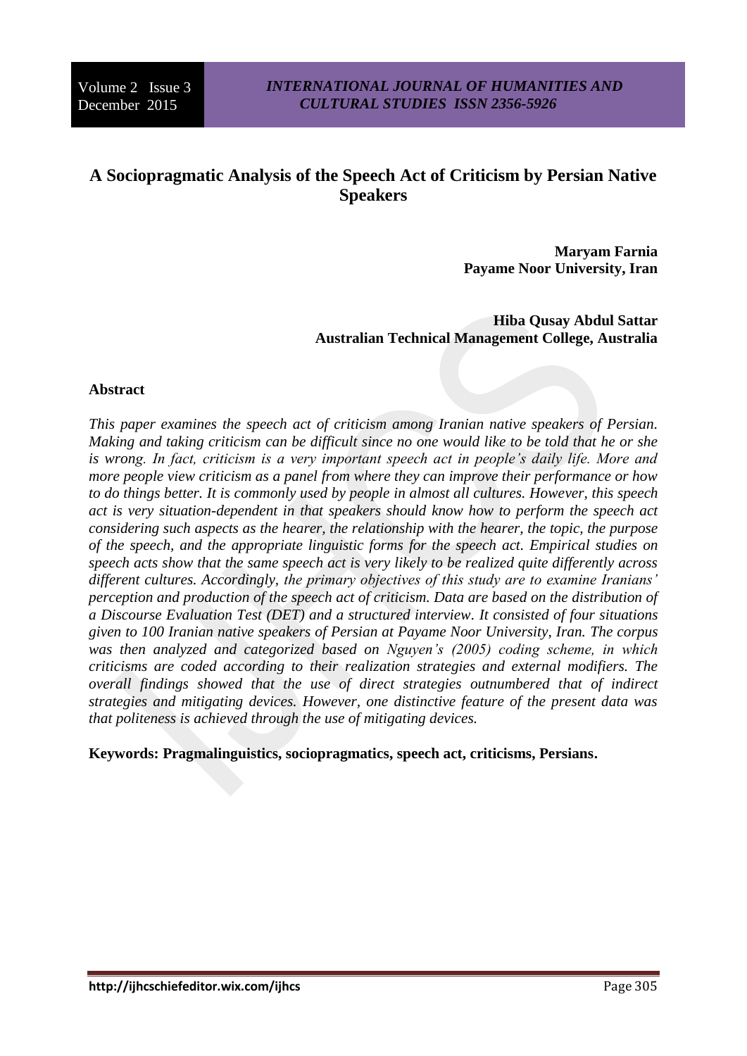# A Sociopragmatic Analysis of the Speech Act of Criticism by Persian Native Speakers

**Maryam Farnia**
**Payame Noor University, Iran**

**Hiba Qusay Abdul Sattar**
**Australian Technical Management College, Australia**

## Abstract

*This paper examines the speech act of criticism among Iranian native speakers of Persian. Making and taking criticism can be difficult since no one would like to be told that he or she is wrong. In fact, criticism is a very important speech act in people's daily life. More and more people view criticism as a panel from where they can improve their performance or how to do things better. It is commonly used by people in almost all cultures. However, this speech act is very situation-dependent in that speakers should know how to perform the speech act considering such aspects as the hearer, the relationship with the hearer, the topic, the purpose of the speech, and the appropriate linguistic forms for the speech act. Empirical studies on speech acts show that the same speech act is very likely to be realized quite differently across different cultures. Accordingly, the primary objectives of this study are to examine Iranians' perception and production of the speech act of criticism. Data are based on the distribution of a Discourse Evaluation Test (DET) and a structured interview. It consisted of four situations given to 100 Iranian native speakers of Persian at Payame Noor University, Iran. The corpus was then analyzed and categorized based on Nguyen's (2005) coding scheme, in which criticisms are coded according to their realization strategies and external modifiers. The overall findings showed that the use of direct strategies outnumbered that of indirect strategies and mitigating devices. However, one distinctive feature of the present data was that politeness is achieved through the use of mitigating devices.*

**Keywords: Pragmalinguistics, sociopragmatics, speech act, criticisms, Persians.**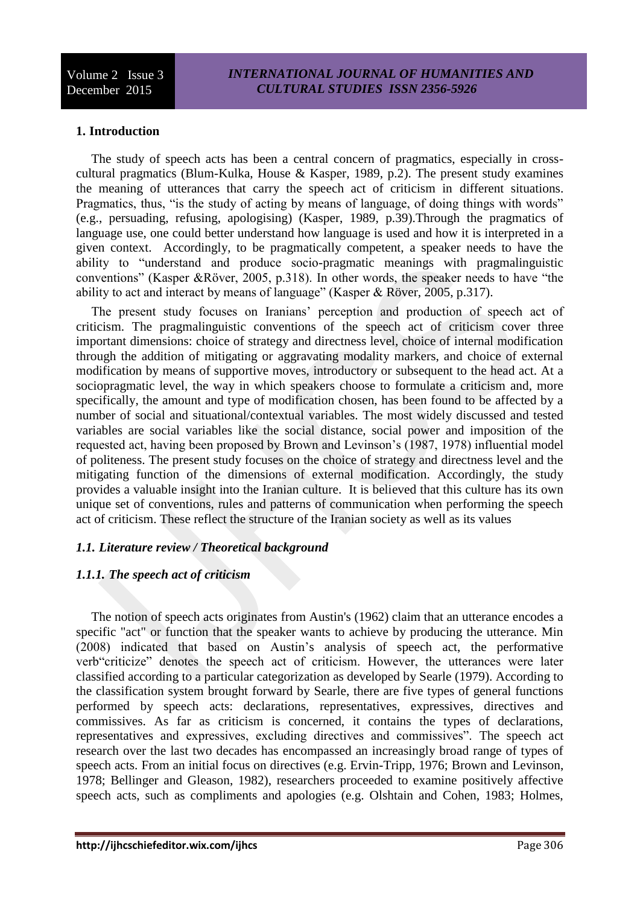## 1. Introduction

The study of speech acts has been a central concern of pragmatics, especially in cross-cultural pragmatics (Blum-Kulka, House & Kasper, 1989, p.2). The present study examines the meaning of utterances that carry the speech act of criticism in different situations. Pragmatics, thus, "is the study of acting by means of language, of doing things with words" (e.g., persuading, refusing, apologising) (Kasper, 1989, p.39).Through the pragmatics of language use, one could better understand how language is used and how it is interpreted in a given context. Accordingly, to be pragmatically competent, a speaker needs to have the ability to "understand and produce socio-pragmatic meanings with pragmalinguistic conventions" (Kasper &Röver, 2005, p.318). In other words, the speaker needs to have "the ability to act and interact by means of language" (Kasper & Röver, 2005, p.317).

The present study focuses on Iranians' perception and production of speech act of criticism. The pragmalinguistic conventions of the speech act of criticism cover three important dimensions: choice of strategy and directness level, choice of internal modification through the addition of mitigating or aggravating modality markers, and choice of external modification by means of supportive moves, introductory or subsequent to the head act. At a sociopragmatic level, the way in which speakers choose to formulate a criticism and, more specifically, the amount and type of modification chosen, has been found to be affected by a number of social and situational/contextual variables. The most widely discussed and tested variables are social variables like the social distance, social power and imposition of the requested act, having been proposed by Brown and Levinson's (1987, 1978) influential model of politeness. The present study focuses on the choice of strategy and directness level and the mitigating function of the dimensions of external modification. Accordingly, the study provides a valuable insight into the Iranian culture. It is believed that this culture has its own unique set of conventions, rules and patterns of communication when performing the speech act of criticism. These reflect the structure of the Iranian society as well as its values

### *1.1. Literature review / Theoretical background*

#### *1.1.1. The speech act of criticism*

The notion of speech acts originates from Austin's (1962) claim that an utterance encodes a specific "act" or function that the speaker wants to achieve by producing the utterance. Min (2008) indicated that based on Austin's analysis of speech act, the performative verb"criticize" denotes the speech act of criticism. However, the utterances were later classified according to a particular categorization as developed by Searle (1979). According to the classification system brought forward by Searle, there are five types of general functions performed by speech acts: declarations, representatives, expressives, directives and commissives. As far as criticism is concerned, it contains the types of declarations, representatives and expressives, excluding directives and commissives". The speech act research over the last two decades has encompassed an increasingly broad range of types of speech acts. From an initial focus on directives (e.g. Ervin-Tripp, 1976; Brown and Levinson, 1978; Bellinger and Gleason, 1982), researchers proceeded to examine positively affective speech acts, such as compliments and apologies (e.g. Olshtain and Cohen, 1983; Holmes,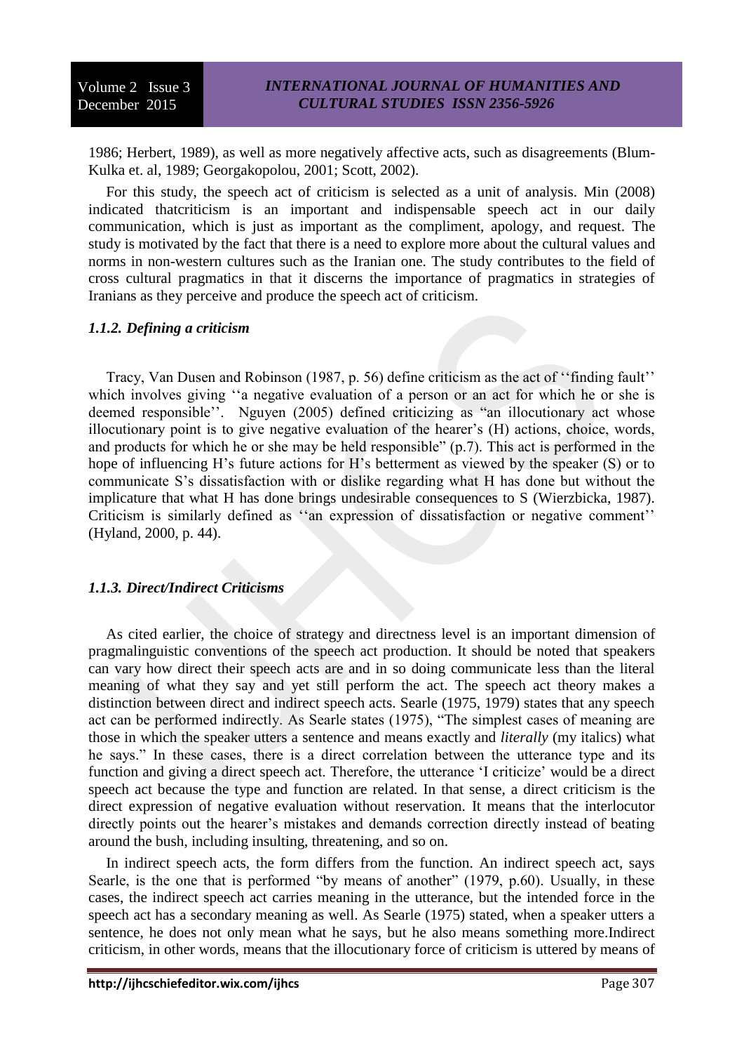1986; Herbert, 1989), as well as more negatively affective acts, such as disagreements (Blum-Kulka et. al, 1989; Georgakopolou, 2001; Scott, 2002).

For this study, the speech act of criticism is selected as a unit of analysis. Min (2008) indicated thatcriticism is an important and indispensable speech act in our daily communication, which is just as important as the compliment, apology, and request. The study is motivated by the fact that there is a need to explore more about the cultural values and norms in non-western cultures such as the Iranian one. The study contributes to the field of cross cultural pragmatics in that it discerns the importance of pragmatics in strategies of Iranians as they perceive and produce the speech act of criticism.

### *1.1.2. Defining a criticism*

Tracy, Van Dusen and Robinson (1987, p. 56) define criticism as the act of ''finding fault'' which involves giving ''a negative evaluation of a person or an act for which he or she is deemed responsible''. Nguyen (2005) defined criticizing as "an illocutionary act whose illocutionary point is to give negative evaluation of the hearer's (H) actions, choice, words, and products for which he or she may be held responsible" (p.7). This act is performed in the hope of influencing H's future actions for H's betterment as viewed by the speaker (S) or to communicate S's dissatisfaction with or dislike regarding what H has done but without the implicature that what H has done brings undesirable consequences to S (Wierzbicka, 1987). Criticism is similarly defined as ''an expression of dissatisfaction or negative comment'' (Hyland, 2000, p. 44).

### *1.1.3. Direct/Indirect Criticisms*

As cited earlier, the choice of strategy and directness level is an important dimension of pragmalinguistic conventions of the speech act production. It should be noted that speakers can vary how direct their speech acts are and in so doing communicate less than the literal meaning of what they say and yet still perform the act. The speech act theory makes a distinction between direct and indirect speech acts. Searle (1975, 1979) states that any speech act can be performed indirectly. As Searle states (1975), "The simplest cases of meaning are those in which the speaker utters a sentence and means exactly and *literally* (my italics) what he says." In these cases, there is a direct correlation between the utterance type and its function and giving a direct speech act. Therefore, the utterance 'I criticize' would be a direct speech act because the type and function are related. In that sense, a direct criticism is the direct expression of negative evaluation without reservation. It means that the interlocutor directly points out the hearer's mistakes and demands correction directly instead of beating around the bush, including insulting, threatening, and so on.

In indirect speech acts, the form differs from the function. An indirect speech act, says Searle, is the one that is performed "by means of another" (1979, p.60). Usually, in these cases, the indirect speech act carries meaning in the utterance, but the intended force in the speech act has a secondary meaning as well. As Searle (1975) stated, when a speaker utters a sentence, he does not only mean what he says, but he also means something more.Indirect criticism, in other words, means that the illocutionary force of criticism is uttered by means of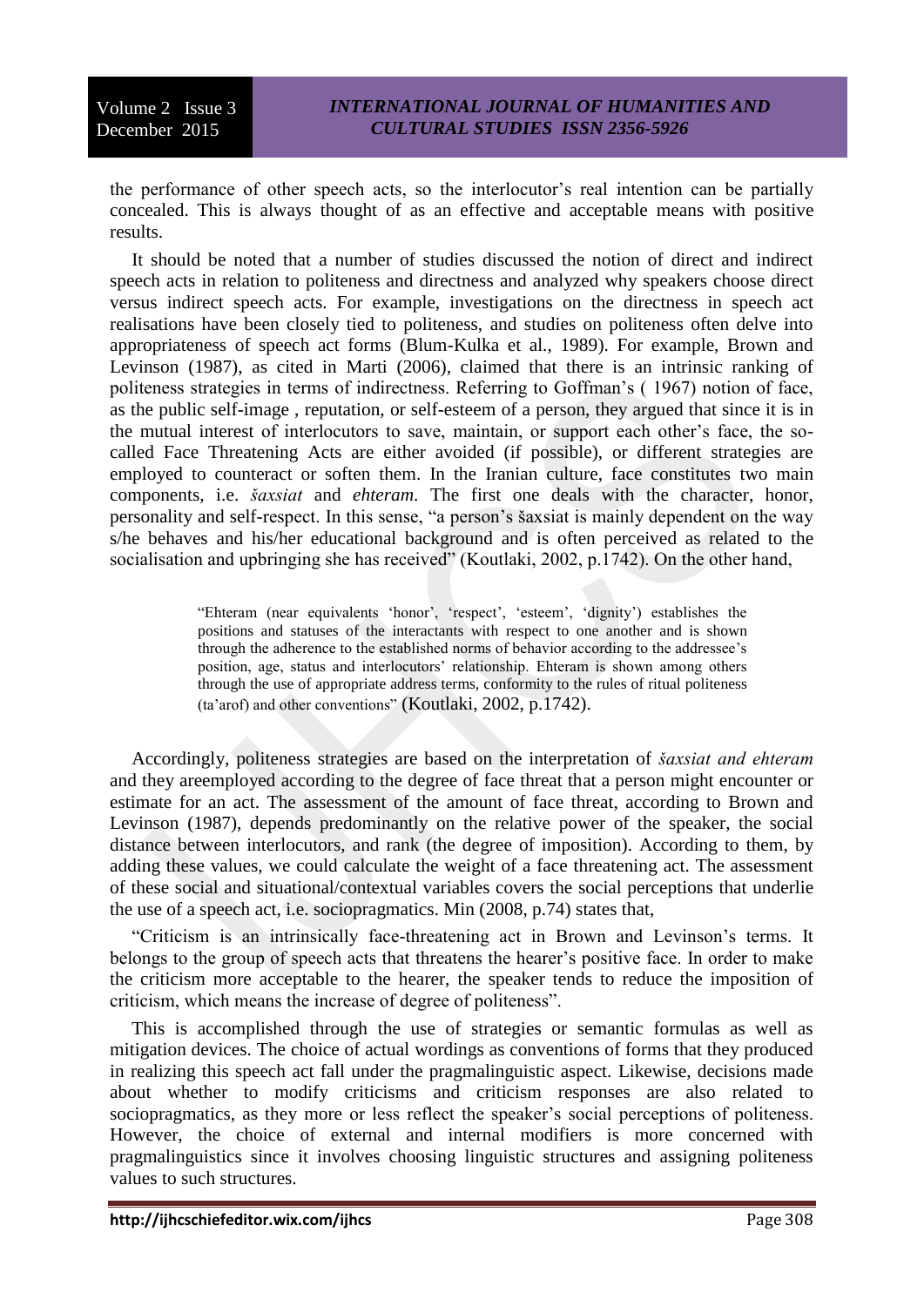the performance of other speech acts, so the interlocutor's real intention can be partially concealed. This is always thought of as an effective and acceptable means with positive results.

It should be noted that a number of studies discussed the notion of direct and indirect speech acts in relation to politeness and directness and analyzed why speakers choose direct versus indirect speech acts. For example, investigations on the directness in speech act realisations have been closely tied to politeness, and studies on politeness often delve into appropriateness of speech act forms (Blum-Kulka et al., 1989). For example, Brown and Levinson (1987), as cited in Marti (2006), claimed that there is an intrinsic ranking of politeness strategies in terms of indirectness. Referring to Goffman's ( 1967) notion of face, as the public self-image , reputation, or self-esteem of a person, they argued that since it is in the mutual interest of interlocutors to save, maintain, or support each other's face, the so-called Face Threatening Acts are either avoided (if possible), or different strategies are employed to counteract or soften them. In the Iranian culture, face constitutes two main components, i.e. *šaxsiat* and *ehteram*. The first one deals with the character, honor, personality and self-respect. In this sense, "a person's šaxsiat is mainly dependent on the way s/he behaves and his/her educational background and is often perceived as related to the socialisation and upbringing she has received" (Koutlaki, 2002, p.1742). On the other hand,

> "Ehteram (near equivalents 'honor', 'respect', 'esteem', 'dignity') establishes the positions and statuses of the interactants with respect to one another and is shown through the adherence to the established norms of behavior according to the addressee's position, age, status and interlocutors' relationship. Ehteram is shown among others through the use of appropriate address terms, conformity to the rules of ritual politeness (ta'arof) and other conventions" (Koutlaki, 2002, p.1742).

Accordingly, politeness strategies are based on the interpretation of *šaxsiat and ehteram* and they areemployed according to the degree of face threat that a person might encounter or estimate for an act. The assessment of the amount of face threat, according to Brown and Levinson (1987), depends predominantly on the relative power of the speaker, the social distance between interlocutors, and rank (the degree of imposition). According to them, by adding these values, we could calculate the weight of a face threatening act. The assessment of these social and situational/contextual variables covers the social perceptions that underlie the use of a speech act, i.e. sociopragmatics. Min (2008, p.74) states that,

"Criticism is an intrinsically face-threatening act in Brown and Levinson's terms. It belongs to the group of speech acts that threatens the hearer's positive face. In order to make the criticism more acceptable to the hearer, the speaker tends to reduce the imposition of criticism, which means the increase of degree of politeness".

This is accomplished through the use of strategies or semantic formulas as well as mitigation devices. The choice of actual wordings as conventions of forms that they produced in realizing this speech act fall under the pragmalinguistic aspect. Likewise, decisions made about whether to modify criticisms and criticism responses are also related to sociopragmatics, as they more or less reflect the speaker's social perceptions of politeness. However, the choice of external and internal modifiers is more concerned with pragmalinguistics since it involves choosing linguistic structures and assigning politeness values to such structures.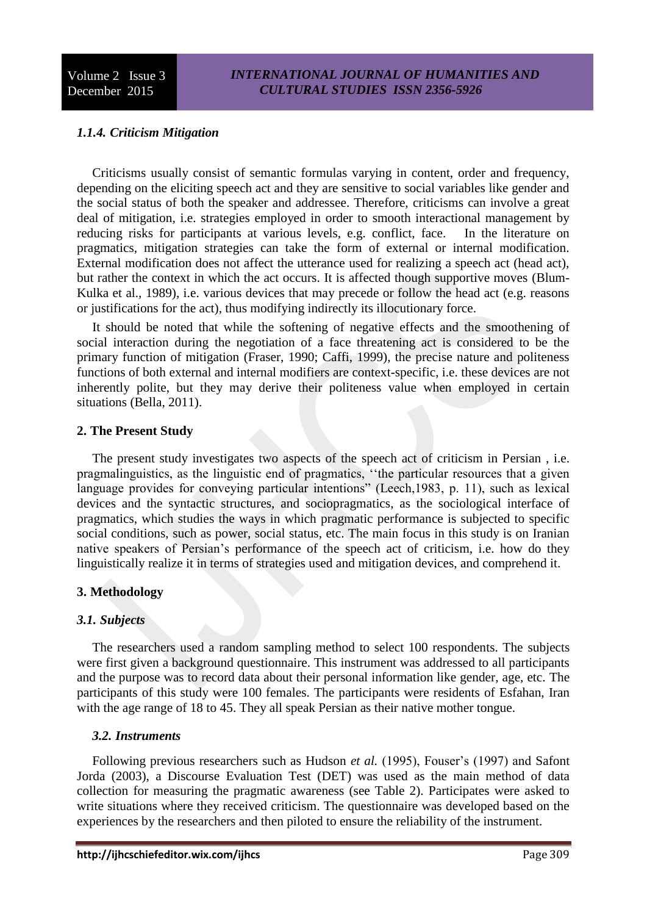### *1.1.4. Criticism Mitigation*

Criticisms usually consist of semantic formulas varying in content, order and frequency, depending on the eliciting speech act and they are sensitive to social variables like gender and the social status of both the speaker and addressee. Therefore, criticisms can involve a great deal of mitigation, i.e. strategies employed in order to smooth interactional management by reducing risks for participants at various levels, e.g. conflict, face. In the literature on pragmatics, mitigation strategies can take the form of external or internal modification. External modification does not affect the utterance used for realizing a speech act (head act), but rather the context in which the act occurs. It is affected though supportive moves (Blum-Kulka et al., 1989), i.e. various devices that may precede or follow the head act (e.g. reasons or justifications for the act), thus modifying indirectly its illocutionary force.

It should be noted that while the softening of negative effects and the smoothening of social interaction during the negotiation of a face threatening act is considered to be the primary function of mitigation (Fraser, 1990; Caffi, 1999), the precise nature and politeness functions of both external and internal modifiers are context-specific, i.e. these devices are not inherently polite, but they may derive their politeness value when employed in certain situations (Bella, 2011).

## 2. The Present Study

The present study investigates two aspects of the speech act of criticism in Persian , i.e. pragmalinguistics, as the linguistic end of pragmatics, ''the particular resources that a given language provides for conveying particular intentions" (Leech,1983, p. 11), such as lexical devices and the syntactic structures, and sociopragmatics, as the sociological interface of pragmatics, which studies the ways in which pragmatic performance is subjected to specific social conditions, such as power, social status, etc. The main focus in this study is on Iranian native speakers of Persian's performance of the speech act of criticism, i.e. how do they linguistically realize it in terms of strategies used and mitigation devices, and comprehend it.

## 3. Methodology

### *3.1. Subjects*

The researchers used a random sampling method to select 100 respondents. The subjects were first given a background questionnaire. This instrument was addressed to all participants and the purpose was to record data about their personal information like gender, age, etc. The participants of this study were 100 females. The participants were residents of Esfahan, Iran with the age range of 18 to 45. They all speak Persian as their native mother tongue.

### *3.2. Instruments*

Following previous researchers such as Hudson *et al.* (1995), Fouser's (1997) and Safont Jorda (2003), a Discourse Evaluation Test (DET) was used as the main method of data collection for measuring the pragmatic awareness (see Table 2). Participates were asked to write situations where they received criticism. The questionnaire was developed based on the experiences by the researchers and then piloted to ensure the reliability of the instrument.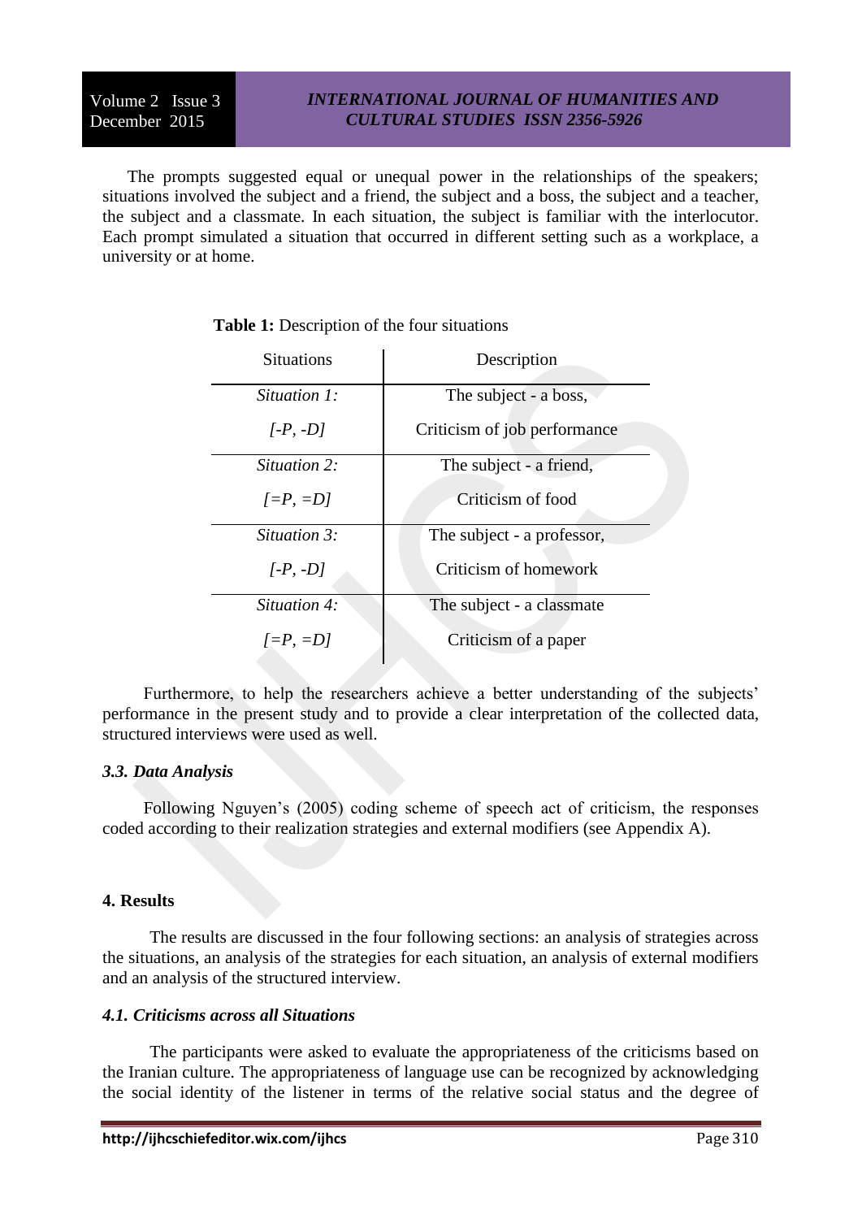The prompts suggested equal or unequal power in the relationships of the speakers; situations involved the subject and a friend, the subject and a boss, the subject and a teacher, the subject and a classmate. In each situation, the subject is familiar with the interlocutor. Each prompt simulated a situation that occurred in different setting such as a workplace, a university or at home.

**Table 1:** Description of the four situations

| Situations | Description |
|---|---|
| *Situation 1:* *[-P, -D]* | The subject - a boss, Criticism of job performance |
| *Situation 2:* *[=P, =D]* | The subject - a friend, Criticism of food |
| *Situation 3:* *[-P, -D]* | The subject - a professor, Criticism of homework |
| *Situation 4:* *[=P, =D]* | The subject - a classmate Criticism of a paper |

Furthermore, to help the researchers achieve a better understanding of the subjects' performance in the present study and to provide a clear interpretation of the collected data, structured interviews were used as well.

### *3.3. Data Analysis*

Following Nguyen's (2005) coding scheme of speech act of criticism, the responses coded according to their realization strategies and external modifiers (see Appendix A).

## 4. Results

The results are discussed in the four following sections: an analysis of strategies across the situations, an analysis of the strategies for each situation, an analysis of external modifiers and an analysis of the structured interview.

### *4.1. Criticisms across all Situations*

The participants were asked to evaluate the appropriateness of the criticisms based on the Iranian culture. The appropriateness of language use can be recognized by acknowledging the social identity of the listener in terms of the relative social status and the degree of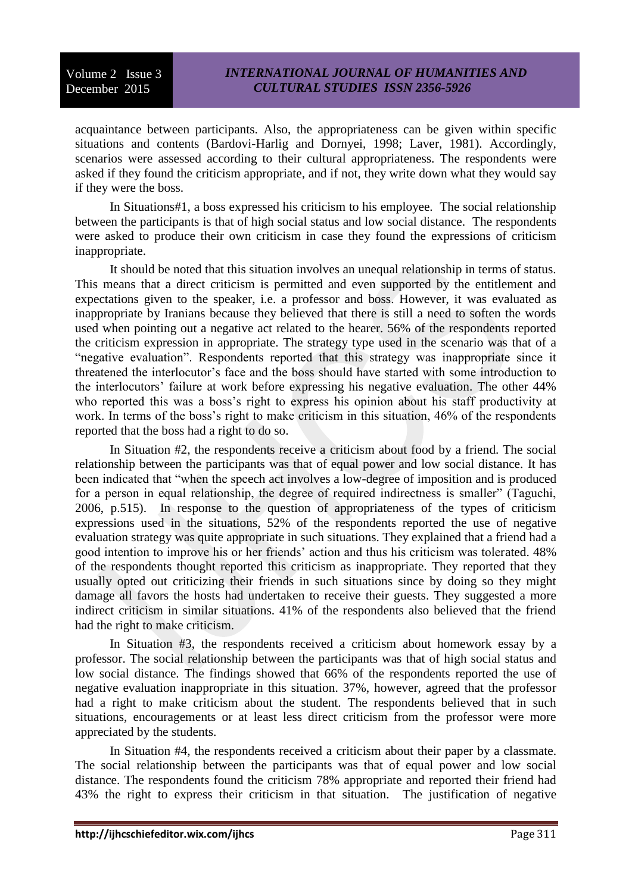acquaintance between participants. Also, the appropriateness can be given within specific situations and contents (Bardovi-Harlig and Dornyei, 1998; Laver, 1981). Accordingly, scenarios were assessed according to their cultural appropriateness. The respondents were asked if they found the criticism appropriate, and if not, they write down what they would say if they were the boss.

In Situations#1, a boss expressed his criticism to his employee. The social relationship between the participants is that of high social status and low social distance. The respondents were asked to produce their own criticism in case they found the expressions of criticism inappropriate.

It should be noted that this situation involves an unequal relationship in terms of status. This means that a direct criticism is permitted and even supported by the entitlement and expectations given to the speaker, i.e. a professor and boss. However, it was evaluated as inappropriate by Iranians because they believed that there is still a need to soften the words used when pointing out a negative act related to the hearer. 56% of the respondents reported the criticism expression in appropriate. The strategy type used in the scenario was that of a "negative evaluation". Respondents reported that this strategy was inappropriate since it threatened the interlocutor's face and the boss should have started with some introduction to the interlocutors' failure at work before expressing his negative evaluation. The other 44% who reported this was a boss's right to express his opinion about his staff productivity at work. In terms of the boss's right to make criticism in this situation, 46% of the respondents reported that the boss had a right to do so.

In Situation #2, the respondents receive a criticism about food by a friend. The social relationship between the participants was that of equal power and low social distance. It has been indicated that "when the speech act involves a low-degree of imposition and is produced for a person in equal relationship, the degree of required indirectness is smaller" (Taguchi, 2006, p.515). In response to the question of appropriateness of the types of criticism expressions used in the situations, 52% of the respondents reported the use of negative evaluation strategy was quite appropriate in such situations. They explained that a friend had a good intention to improve his or her friends' action and thus his criticism was tolerated. 48% of the respondents thought reported this criticism as inappropriate. They reported that they usually opted out criticizing their friends in such situations since by doing so they might damage all favors the hosts had undertaken to receive their guests. They suggested a more indirect criticism in similar situations. 41% of the respondents also believed that the friend had the right to make criticism.

In Situation #3, the respondents received a criticism about homework essay by a professor. The social relationship between the participants was that of high social status and low social distance. The findings showed that 66% of the respondents reported the use of negative evaluation inappropriate in this situation. 37%, however, agreed that the professor had a right to make criticism about the student. The respondents believed that in such situations, encouragements or at least less direct criticism from the professor were more appreciated by the students.

In Situation #4, the respondents received a criticism about their paper by a classmate. The social relationship between the participants was that of equal power and low social distance. The respondents found the criticism 78% appropriate and reported their friend had 43% the right to express their criticism in that situation. The justification of negative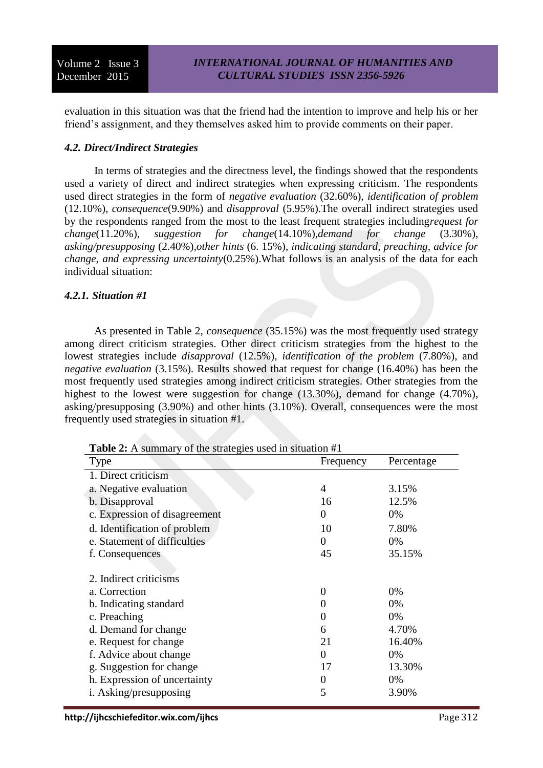evaluation in this situation was that the friend had the intention to improve and help his or her friend's assignment, and they themselves asked him to provide comments on their paper.

### *4.2. Direct/Indirect Strategies*

In terms of strategies and the directness level, the findings showed that the respondents used a variety of direct and indirect strategies when expressing criticism. The respondents used direct strategies in the form of *negative evaluation* (32.60%), *identification of problem* (12.10%), *consequence*(9.90%) and *disapproval* (5.95%).The overall indirect strategies used by the respondents ranged from the most to the least frequent strategies including*request for change*(11.20%), *suggestion for change*(14.10%),*demand for change* (3.30%), *asking/presupposing* (2.40%),*other hints* (6. 15%), *indicating standard, preaching, advice for change, and expressing uncertainty*(0.25%).What follows is an analysis of the data for each individual situation:

#### *4.2.1. Situation #1*

As presented in Table 2, *consequence* (35.15%) was the most frequently used strategy among direct criticism strategies. Other direct criticism strategies from the highest to the lowest strategies include *disapproval* (12.5%), *identification of the problem* (7.80%), and *negative evaluation* (3.15%). Results showed that request for change (16.40%) has been the most frequently used strategies among indirect criticism strategies. Other strategies from the highest to the lowest were suggestion for change (13.30%), demand for change (4.70%), asking/presupposing (3.90%) and other hints (3.10%). Overall, consequences were the most frequently used strategies in situation #1.

**Table 2:** A summary of the strategies used in situation #1

| Type | Frequency | Percentage |
|---|---|---|
| 1. Direct criticism | | |
| a. Negative evaluation | 4 | 3.15% |
| b. Disapproval | 16 | 12.5% |
| c. Expression of disagreement | 0 | 0% |
| d. Identification of problem | 10 | 7.80% |
| e. Statement of difficulties | 0 | 0% |
| f. Consequences | 45 | 35.15% |
| 2. Indirect criticisms | | |
| a. Correction | 0 | 0% |
| b. Indicating standard | 0 | 0% |
| c. Preaching | 0 | 0% |
| d. Demand for change | 6 | 4.70% |
| e. Request for change | 21 | 16.40% |
| f. Advice about change | 0 | 0% |
| g. Suggestion for change | 17 | 13.30% |
| h. Expression of uncertainty | 0 | 0% |
| i. Asking/presupposing | 5 | 3.90% |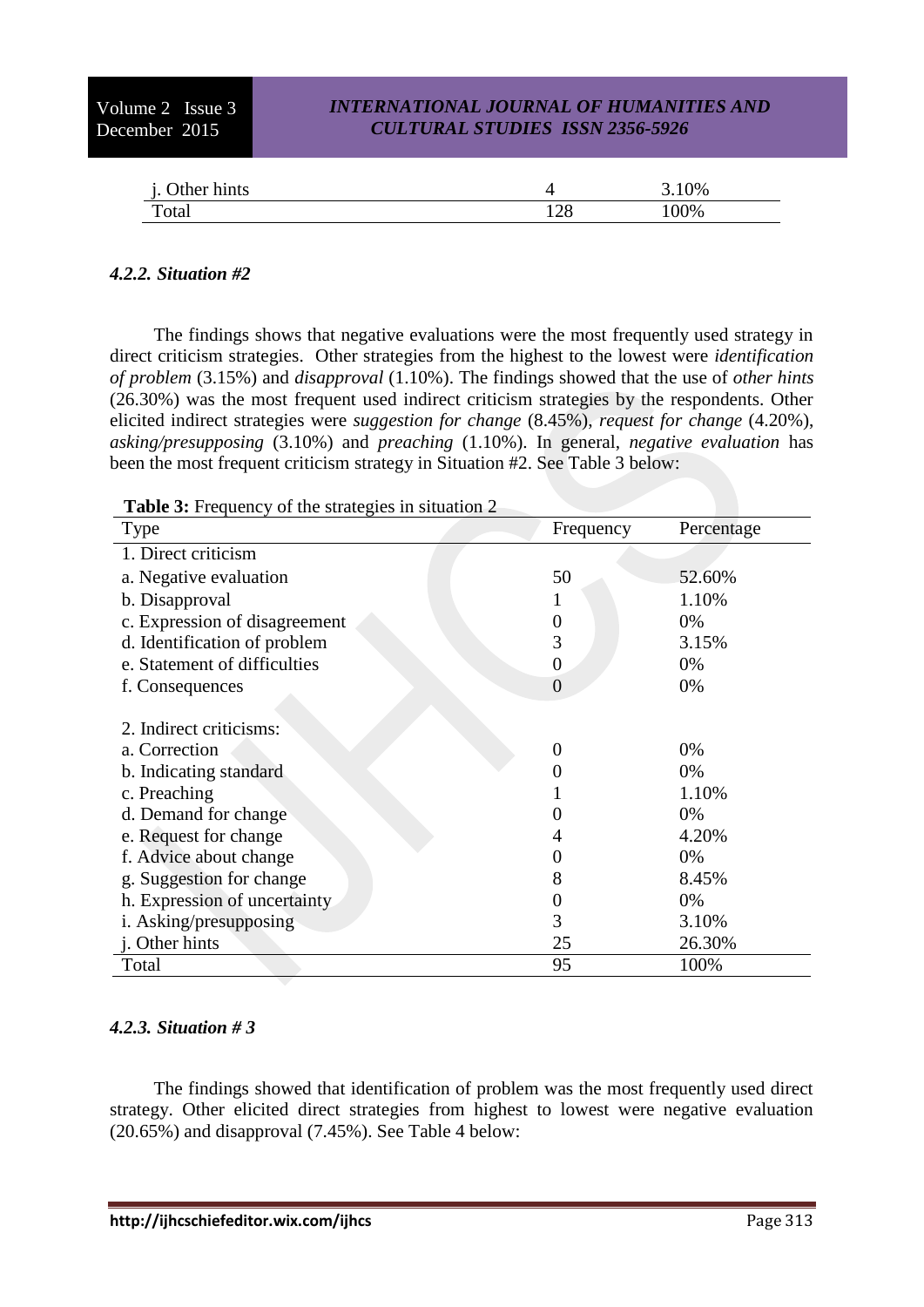| | | |
|---|---|---|
| j. Other hints | 4 | 3.10% |
| Total | 128 | 100% |

#### *4.2.2. Situation #2*

The findings shows that negative evaluations were the most frequently used strategy in direct criticism strategies. Other strategies from the highest to the lowest were *identification of problem* (3.15%) and *disapproval* (1.10%). The findings showed that the use of *other hints* (26.30%) was the most frequent used indirect criticism strategies by the respondents. Other elicited indirect strategies were *suggestion for change* (8.45%), *request for change* (4.20%), *asking/presupposing* (3.10%) and *preaching* (1.10%). In general, *negative evaluation* has been the most frequent criticism strategy in Situation #2. See Table 3 below:

**Table 3:** Frequency of the strategies in situation 2

| Type | Frequency | Percentage |
|---|---|---|
| 1. Direct criticism | | |
| a. Negative evaluation | 50 | 52.60% |
| b. Disapproval | 1 | 1.10% |
| c. Expression of disagreement | 0 | 0% |
| d. Identification of problem | 3 | 3.15% |
| e. Statement of difficulties | 0 | 0% |
| f. Consequences | 0 | 0% |
| 2. Indirect criticisms: | | |
| a. Correction | 0 | 0% |
| b. Indicating standard | 0 | 0% |
| c. Preaching | 1 | 1.10% |
| d. Demand for change | 0 | 0% |
| e. Request for change | 4 | 4.20% |
| f. Advice about change | 0 | 0% |
| g. Suggestion for change | 8 | 8.45% |
| h. Expression of uncertainty | 0 | 0% |
| i. Asking/presupposing | 3 | 3.10% |
| j. Other hints | 25 | 26.30% |
| Total | 95 | 100% |

#### *4.2.3. Situation # 3*

The findings showed that identification of problem was the most frequently used direct strategy. Other elicited direct strategies from highest to lowest were negative evaluation (20.65%) and disapproval (7.45%). See Table 4 below: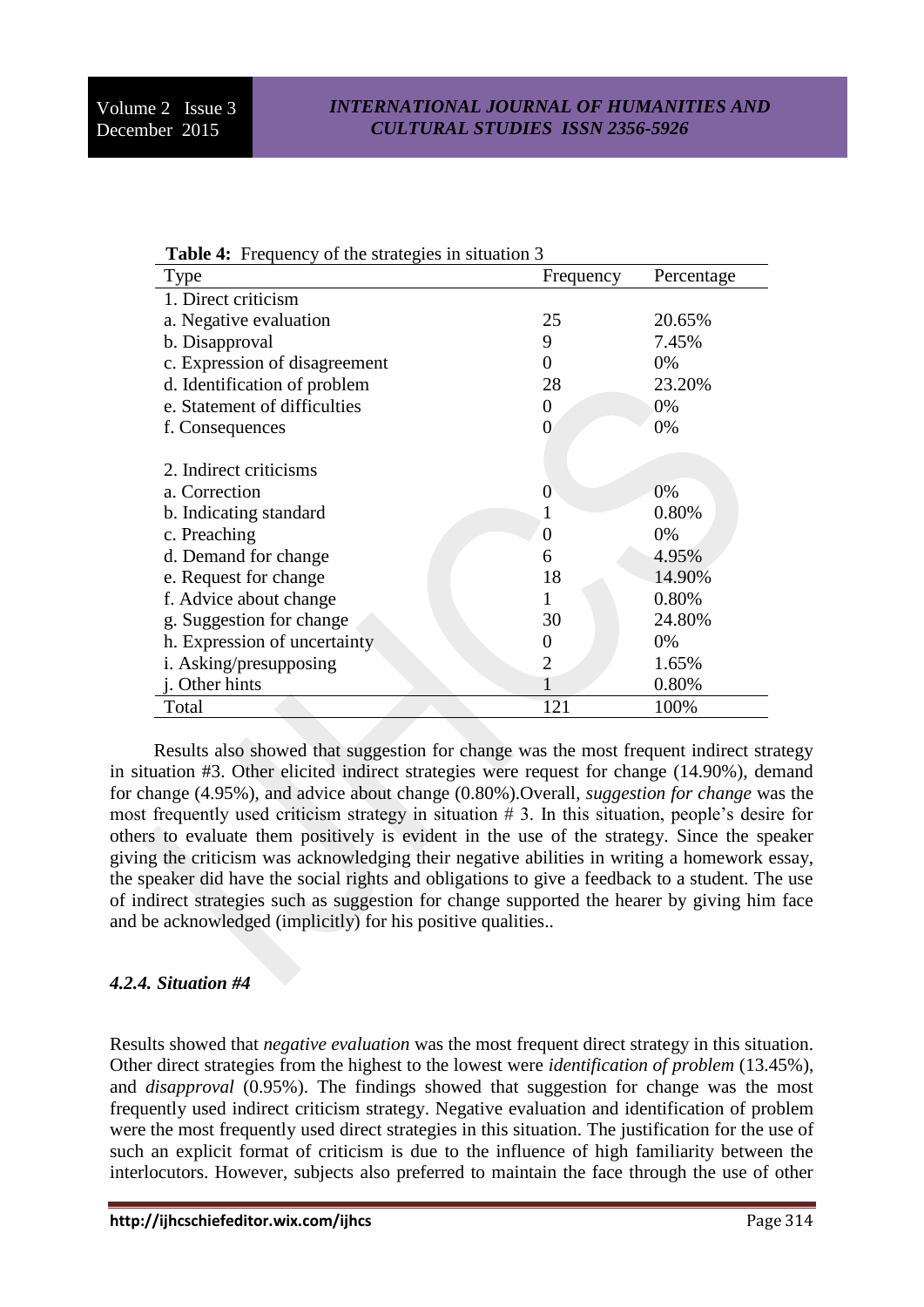**Table 4:** Frequency of the strategies in situation 3

| Type | Frequency | Percentage |
|---|---|---|
| 1. Direct criticism | | |
| a. Negative evaluation | 25 | 20.65% |
| b. Disapproval | 9 | 7.45% |
| c. Expression of disagreement | 0 | 0% |
| d. Identification of problem | 28 | 23.20% |
| e. Statement of difficulties | 0 | 0% |
| f. Consequences | 0 | 0% |
| 2. Indirect criticisms | | |
| a. Correction | 0 | 0% |
| b. Indicating standard | 1 | 0.80% |
| c. Preaching | 0 | 0% |
| d. Demand for change | 6 | 4.95% |
| e. Request for change | 18 | 14.90% |
| f. Advice about change | 1 | 0.80% |
| g. Suggestion for change | 30 | 24.80% |
| h. Expression of uncertainty | 0 | 0% |
| i. Asking/presupposing | 2 | 1.65% |
| j. Other hints | 1 | 0.80% |
| Total | 121 | 100% |

Results also showed that suggestion for change was the most frequent indirect strategy in situation #3. Other elicited indirect strategies were request for change (14.90%), demand for change (4.95%), and advice about change (0.80%).Overall, *suggestion for change* was the most frequently used criticism strategy in situation # 3. In this situation, people's desire for others to evaluate them positively is evident in the use of the strategy. Since the speaker giving the criticism was acknowledging their negative abilities in writing a homework essay, the speaker did have the social rights and obligations to give a feedback to a student. The use of indirect strategies such as suggestion for change supported the hearer by giving him face and be acknowledged (implicitly) for his positive qualities..

#### *4.2.4. Situation #4*

Results showed that *negative evaluation* was the most frequent direct strategy in this situation. Other direct strategies from the highest to the lowest were *identification of problem* (13.45%), and *disapproval* (0.95%). The findings showed that suggestion for change was the most frequently used indirect criticism strategy. Negative evaluation and identification of problem were the most frequently used direct strategies in this situation. The justification for the use of such an explicit format of criticism is due to the influence of high familiarity between the interlocutors. However, subjects also preferred to maintain the face through the use of other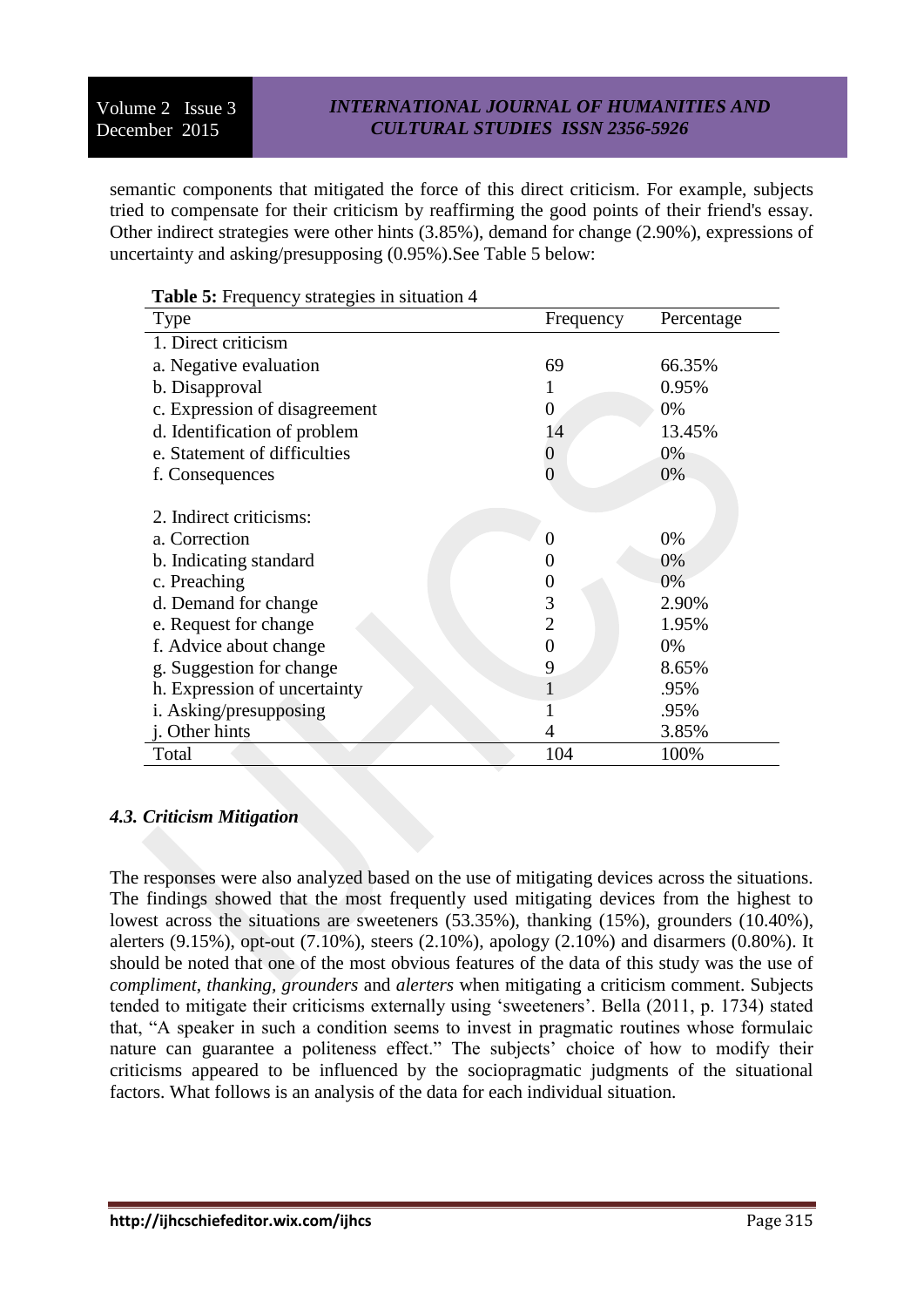semantic components that mitigated the force of this direct criticism. For example, subjects tried to compensate for their criticism by reaffirming the good points of their friend's essay. Other indirect strategies were other hints (3.85%), demand for change (2.90%), expressions of uncertainty and asking/presupposing (0.95%).See Table 5 below:

**Table 5:** Frequency strategies in situation 4

| Type | Frequency | Percentage |
|---|---|---|
| 1. Direct criticism | | |
| a. Negative evaluation | 69 | 66.35% |
| b. Disapproval | 1 | 0.95% |
| c. Expression of disagreement | 0 | 0% |
| d. Identification of problem | 14 | 13.45% |
| e. Statement of difficulties | 0 | 0% |
| f. Consequences | 0 | 0% |
| 2. Indirect criticisms: | | |
| a. Correction | 0 | 0% |
| b. Indicating standard | 0 | 0% |
| c. Preaching | 0 | 0% |
| d. Demand for change | 3 | 2.90% |
| e. Request for change | 2 | 1.95% |
| f. Advice about change | 0 | 0% |
| g. Suggestion for change | 9 | 8.65% |
| h. Expression of uncertainty | 1 | .95% |
| i. Asking/presupposing | 1 | .95% |
| j. Other hints | 4 | 3.85% |
| Total | 104 | 100% |

### *4.3. Criticism Mitigation*

The responses were also analyzed based on the use of mitigating devices across the situations. The findings showed that the most frequently used mitigating devices from the highest to lowest across the situations are sweeteners (53.35%), thanking (15%), grounders (10.40%), alerters (9.15%), opt-out (7.10%), steers (2.10%), apology (2.10%) and disarmers (0.80%). It should be noted that one of the most obvious features of the data of this study was the use of *compliment*, *thanking*, *grounders* and *alerters* when mitigating a criticism comment. Subjects tended to mitigate their criticisms externally using 'sweeteners'. Bella (2011, p. 1734) stated that, "A speaker in such a condition seems to invest in pragmatic routines whose formulaic nature can guarantee a politeness effect." The subjects' choice of how to modify their criticisms appeared to be influenced by the sociopragmatic judgments of the situational factors. What follows is an analysis of the data for each individual situation.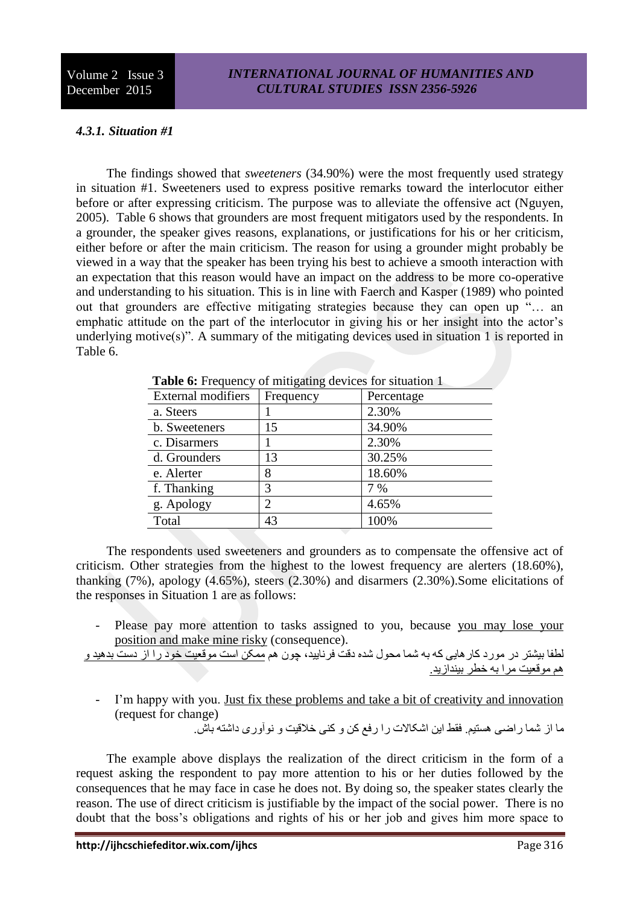#### *4.3.1. Situation #1*

The findings showed that *sweeteners* (34.90%) were the most frequently used strategy in situation #1. Sweeteners used to express positive remarks toward the interlocutor either before or after expressing criticism. The purpose was to alleviate the offensive act (Nguyen, 2005). Table 6 shows that grounders are most frequent mitigators used by the respondents. In a grounder, the speaker gives reasons, explanations, or justifications for his or her criticism, either before or after the main criticism. The reason for using a grounder might probably be viewed in a way that the speaker has been trying his best to achieve a smooth interaction with an expectation that this reason would have an impact on the address to be more co-operative and understanding to his situation. This is in line with Faerch and Kasper (1989) who pointed out that grounders are effective mitigating strategies because they can open up "… an emphatic attitude on the part of the interlocutor in giving his or her insight into the actor's underlying motive(s)". A summary of the mitigating devices used in situation 1 is reported in Table 6.

**Table 6:** Frequency of mitigating devices for situation 1

| External modifiers | Frequency | Percentage |
|---|---|---|
| a. Steers | 1 | 2.30% |
| b. Sweeteners | 15 | 34.90% |
| c. Disarmers | 1 | 2.30% |
| d. Grounders | 13 | 30.25% |
| e. Alerter | 8 | 18.60% |
| f. Thanking | 3 | 7 % |
| g. Apology | 2 | 4.65% |
| Total | 43 | 100% |

The respondents used sweeteners and grounders as to compensate the offensive act of criticism. Other strategies from the highest to the lowest frequency are alerters (18.60%), thanking (7%), apology (4.65%), steers (2.30%) and disarmers (2.30%).Some elicitations of the responses in Situation 1 are as follows:

- Please pay more attention to tasks assigned to you, because <u>you may lose your position and make mine risky</u> (consequence).

لطفا بیشتر در مورد کارهایی که به شما محول شده دقت فرنایید، چون هم <u>ممکن است موقعیت خود را از دست بدهید و هم موقعیت مرا به خطر بیندازید.</u>

- I'm happy with you. <u>Just fix these problems and take a bit of creativity and innovation</u> (request for change)

ما از شما راضی هستیم. فقط این اشکالات را رفع کن و کنی خلاقیت و نوآوری داشته باش.

The example above displays the realization of the direct criticism in the form of a request asking the respondent to pay more attention to his or her duties followed by the consequences that he may face in case he does not. By doing so, the speaker states clearly the reason. The use of direct criticism is justifiable by the impact of the social power. There is no doubt that the boss's obligations and rights of his or her job and gives him more space to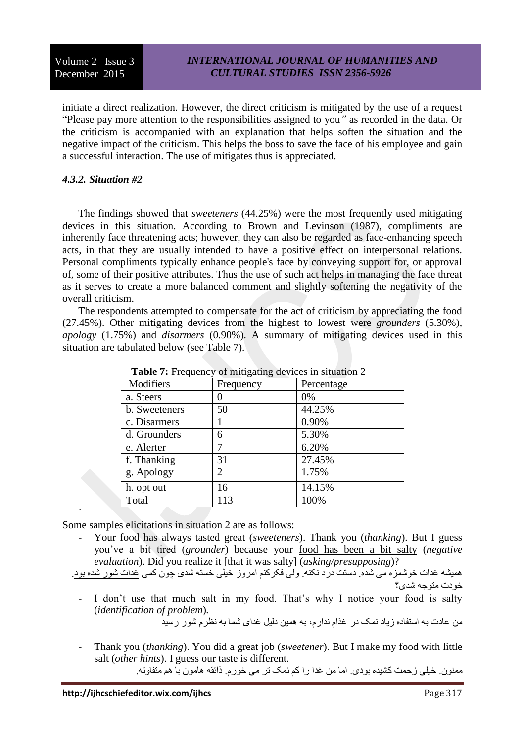initiate a direct realization. However, the direct criticism is mitigated by the use of a request “Please pay more attention to the responsibilities assigned to you” as recorded in the data. Or the criticism is accompanied with an explanation that helps soften the situation and the negative impact of the criticism. This helps the boss to save the face of his employee and gain a successful interaction. The use of mitigates thus is appreciated.

#### *4.3.2. Situation #2*

The findings showed that *sweeteners* (44.25%) were the most frequently used mitigating devices in this situation. According to Brown and Levinson (1987), compliments are inherently face threatening acts; however, they can also be regarded as face-enhancing speech acts, in that they are usually intended to have a positive effect on interpersonal relations. Personal compliments typically enhance people's face by conveying support for, or approval of, some of their positive attributes. Thus the use of such act helps in managing the face threat as it serves to create a more balanced comment and slightly softening the negativity of the overall criticism.

The respondents attempted to compensate for the act of criticism by appreciating the food (27.45%). Other mitigating devices from the highest to lowest were *grounders* (5.30%), *apology* (1.75%) and *disarmers* (0.90%). A summary of mitigating devices used in this situation are tabulated below (see Table 7).

**Table 7:** Frequency of mitigating devices in situation 2

| Modifiers | Frequency | Percentage |
|---|---|---|
| a. Steers | 0 | 0% |
| b. Sweeteners | 50 | 44.25% |
| c. Disarmers | 1 | 0.90% |
| d. Grounders | 6 | 5.30% |
| e. Alerter | 7 | 6.20% |
| f. Thanking | 31 | 27.45% |
| g. Apology | 2 | 1.75% |
| h. opt out | 16 | 14.15% |
| Total | 113 | 100% |

Some samples elicitations in situation 2 are as follows:

- Your food has always tasted great (*sweeteners*). Thank you (*thanking*). But I guess you’ve a bit tired (*grounder*) because your <u>food has been a bit salty</u> (*negative evaluation*). Did you realize it [that it was salty] (*asking/presupposing*)?

همیشه غدات خوشمزه می شده. دستت درد نکنه. ولی فکرکنم امروز خیلی خسته شدی چون کمی <u>غدات شور شده بود</u>. خودت متوجه شدی؟

- I don’t use that much salt in my food. That’s why I notice your food is salty (*identification of problem*).

من عادت به استفاده زیاد نمک در غذام ندارم، به همین دلیل غذای شما به نظرم شور رسید

- Thank you (*thanking*). You did a great job (*sweetener*). But I make my food with little salt (*other hints*). I guess our taste is different.

ممنون. خیلی زحمت کشیده بودی. اما من غذا را کم نمک تر می خورم. ذائقه هامون با هم متفاوته.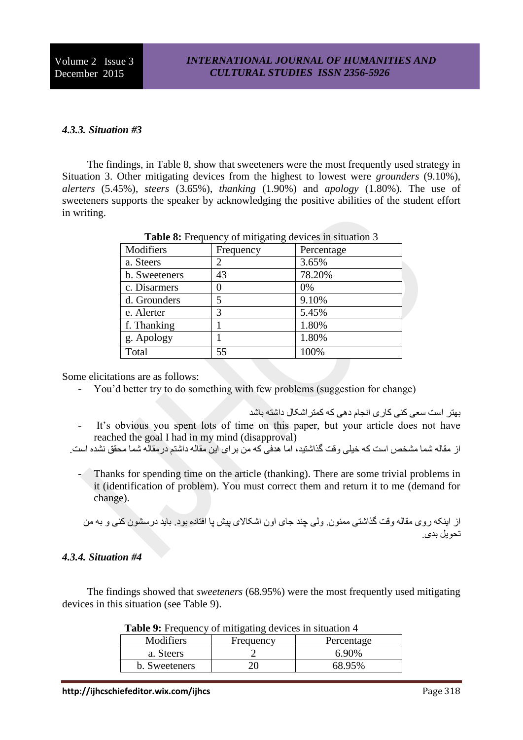#### *4.3.3. Situation #3*

The findings, in Table 8, show that sweeteners were the most frequently used strategy in Situation 3. Other mitigating devices from the highest to lowest were *grounders* (9.10%), *alerters* (5.45%), *steers* (3.65%), *thanking* (1.90%) and *apology* (1.80%). The use of sweeteners supports the speaker by acknowledging the positive abilities of the student effort in writing.

**Table 8:** Frequency of mitigating devices in situation 3

| Modifiers | Frequency | Percentage |
|---|---|---|
| a. Steers | 2 | 3.65% |
| b. Sweeteners | 43 | 78.20% |
| c. Disarmers | 0 | 0% |
| d. Grounders | 5 | 9.10% |
| e. Alerter | 3 | 5.45% |
| f. Thanking | 1 | 1.80% |
| g. Apology | 1 | 1.80% |
| Total | 55 | 100% |

Some elicitations are as follows:

- You'd better try to do something with few problems (suggestion for change)

بهتر است سعی کنی کاری انجام دهی که کمتراشکال داشته باشد

- It's obvious you spent lots of time on this paper, but your article does not have reached the goal I had in my mind (disapproval)

از مقاله شما مشخص است که خیلی وقت گذاشتید، اما هدفی که من برای این مقاله داشتم درمقاله شما محقق نشده است.

- Thanks for spending time on the article (thanking). There are some trivial problems in it (identification of problem). You must correct them and return it to me (demand for change).

از اینکه روی مقاله وقت گذاشتی ممنون. ولی چند جای اون اشکالای پیش پا افتاده بود. باید درسشون کنی و به من تحویل بدی.

#### *4.3.4. Situation #4*

The findings showed that *sweeteners* (68.95%) were the most frequently used mitigating devices in this situation (see Table 9).

**Table 9:** Frequency of mitigating devices in situation 4

| Modifiers | Frequency | Percentage |
|---|---|---|
| a. Steers | 2 | 6.90% |
| b. Sweeteners | 20 | 68.95% |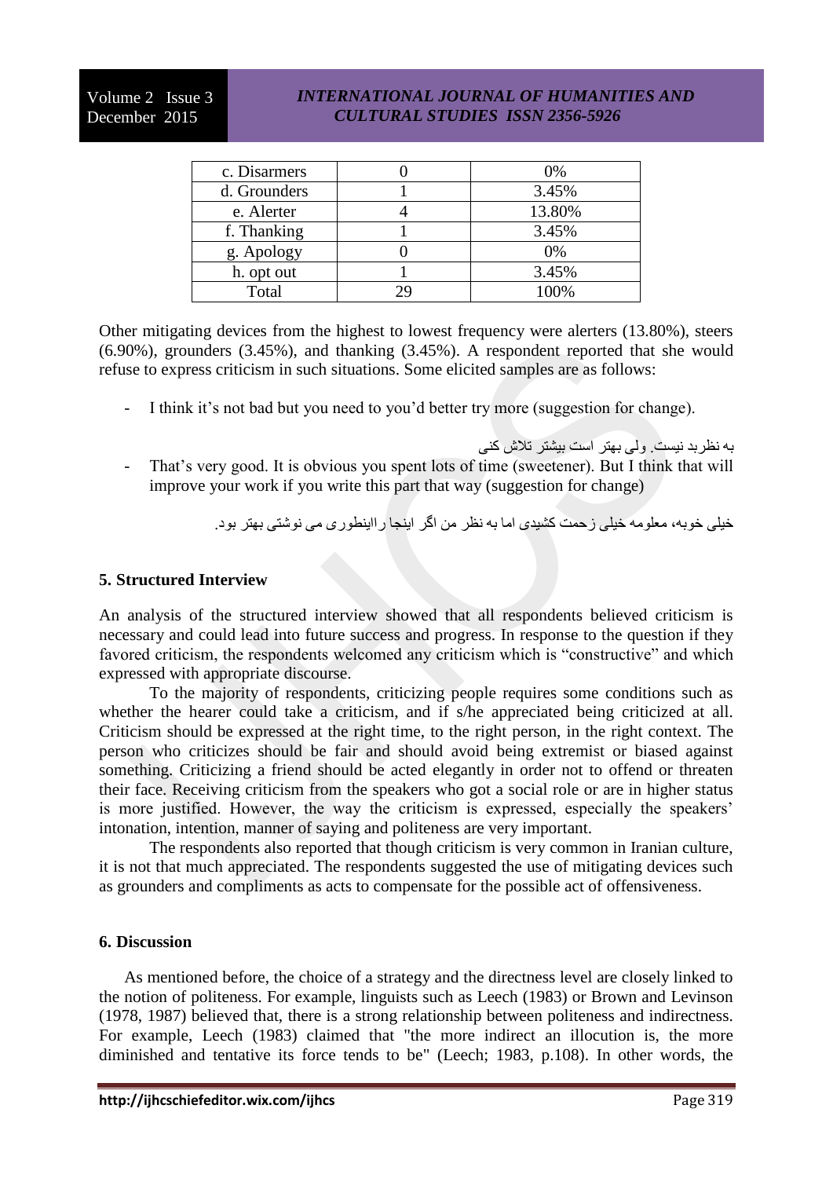| c. Disarmers | 0 | 0% |
|---|---|---|
| d. Grounders | 1 | 3.45% |
| e. Alerter | 4 | 13.80% |
| f. Thanking | 1 | 3.45% |
| g. Apology | 0 | 0% |
| h. opt out | 1 | 3.45% |
| Total | 29 | 100% |

Other mitigating devices from the highest to lowest frequency were alerters (13.80%), steers (6.90%), grounders (3.45%), and thanking (3.45%). A respondent reported that she would refuse to express criticism in such situations. Some elicited samples are as follows:

- I think it's not bad but you need to you'd better try more (suggestion for change).

به نظربد نیست. ولی بهتر است بیشتر تلاش کنی

- That's very good. It is obvious you spent lots of time (sweetener). But I think that will improve your work if you write this part that way (suggestion for change)

خیلی خوبه، معلومه خیلی زحمت کشیدی اما به نظر من اگر اینجا رااینطوری می نوشتی بهتر بود.

## 5. Structured Interview

An analysis of the structured interview showed that all respondents believed criticism is necessary and could lead into future success and progress. In response to the question if they favored criticism, the respondents welcomed any criticism which is "constructive" and which expressed with appropriate discourse.

To the majority of respondents, criticizing people requires some conditions such as whether the hearer could take a criticism, and if s/he appreciated being criticized at all. Criticism should be expressed at the right time, to the right person, in the right context. The person who criticizes should be fair and should avoid being extremist or biased against something. Criticizing a friend should be acted elegantly in order not to offend or threaten their face. Receiving criticism from the speakers who got a social role or are in higher status is more justified. However, the way the criticism is expressed, especially the speakers' intonation, intention, manner of saying and politeness are very important.

The respondents also reported that though criticism is very common in Iranian culture, it is not that much appreciated. The respondents suggested the use of mitigating devices such as grounders and compliments as acts to compensate for the possible act of offensiveness.

## 6. Discussion

As mentioned before, the choice of a strategy and the directness level are closely linked to the notion of politeness. For example, linguists such as Leech (1983) or Brown and Levinson (1978, 1987) believed that, there is a strong relationship between politeness and indirectness. For example, Leech (1983) claimed that "the more indirect an illocution is, the more diminished and tentative its force tends to be" (Leech; 1983, p.108). In other words, the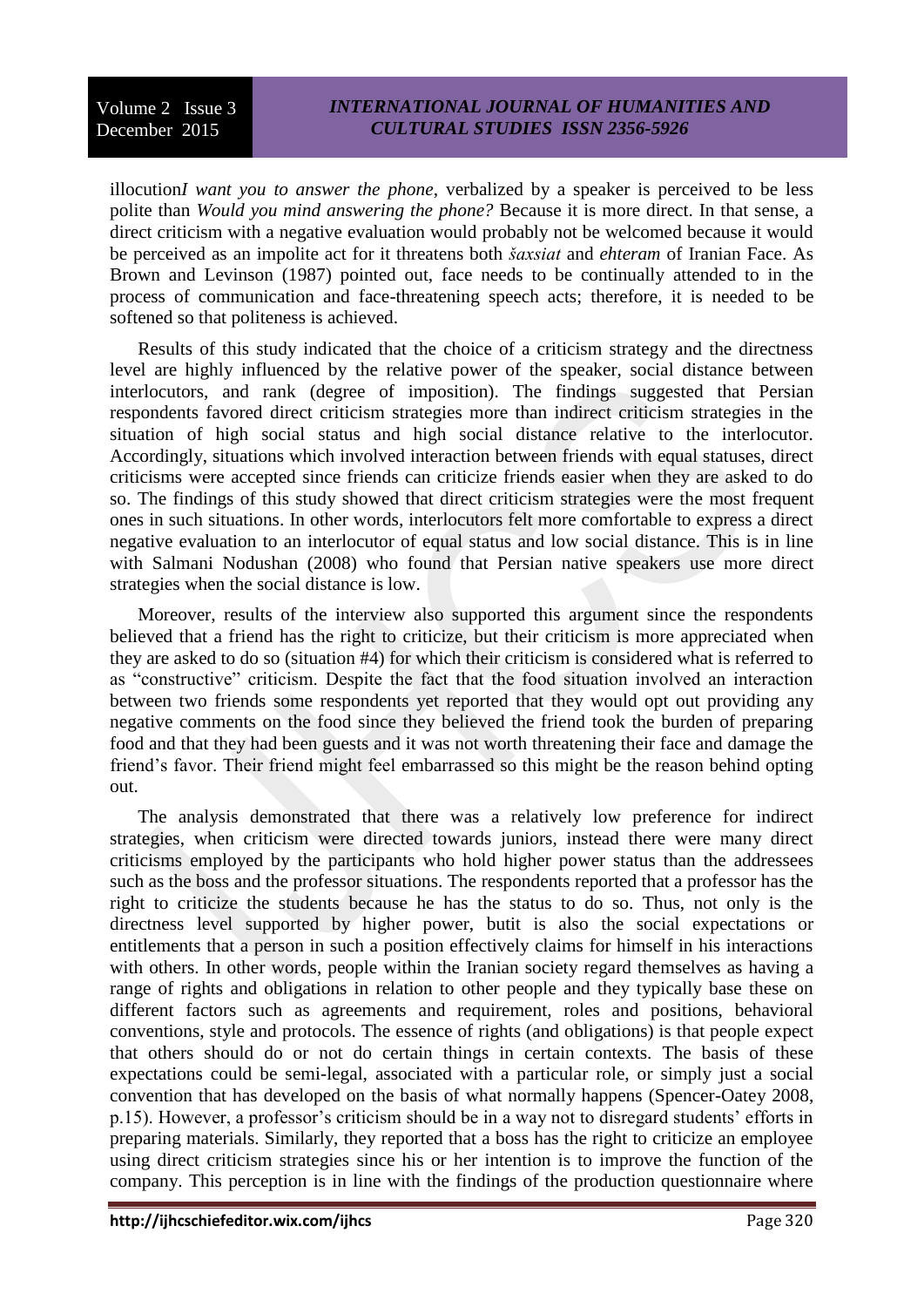illocution*I want you to answer the phone*, verbalized by a speaker is perceived to be less polite than *Would you mind answering the phone?* Because it is more direct. In that sense, a direct criticism with a negative evaluation would probably not be welcomed because it would be perceived as an impolite act for it threatens both *šaxsiat* and *ehteram* of Iranian Face. As Brown and Levinson (1987) pointed out, face needs to be continually attended to in the process of communication and face-threatening speech acts; therefore, it is needed to be softened so that politeness is achieved.

Results of this study indicated that the choice of a criticism strategy and the directness level are highly influenced by the relative power of the speaker, social distance between interlocutors, and rank (degree of imposition). The findings suggested that Persian respondents favored direct criticism strategies more than indirect criticism strategies in the situation of high social status and high social distance relative to the interlocutor. Accordingly, situations which involved interaction between friends with equal statuses, direct criticisms were accepted since friends can criticize friends easier when they are asked to do so. The findings of this study showed that direct criticism strategies were the most frequent ones in such situations. In other words, interlocutors felt more comfortable to express a direct negative evaluation to an interlocutor of equal status and low social distance. This is in line with Salmani Nodushan (2008) who found that Persian native speakers use more direct strategies when the social distance is low.

Moreover, results of the interview also supported this argument since the respondents believed that a friend has the right to criticize, but their criticism is more appreciated when they are asked to do so (situation #4) for which their criticism is considered what is referred to as "constructive" criticism. Despite the fact that the food situation involved an interaction between two friends some respondents yet reported that they would opt out providing any negative comments on the food since they believed the friend took the burden of preparing food and that they had been guests and it was not worth threatening their face and damage the friend's favor. Their friend might feel embarrassed so this might be the reason behind opting out.

The analysis demonstrated that there was a relatively low preference for indirect strategies, when criticism were directed towards juniors, instead there were many direct criticisms employed by the participants who hold higher power status than the addressees such as the boss and the professor situations. The respondents reported that a professor has the right to criticize the students because he has the status to do so. Thus, not only is the directness level supported by higher power, butit is also the social expectations or entitlements that a person in such a position effectively claims for himself in his interactions with others. In other words, people within the Iranian society regard themselves as having a range of rights and obligations in relation to other people and they typically base these on different factors such as agreements and requirement, roles and positions, behavioral conventions, style and protocols. The essence of rights (and obligations) is that people expect that others should do or not do certain things in certain contexts. The basis of these expectations could be semi-legal, associated with a particular role, or simply just a social convention that has developed on the basis of what normally happens (Spencer-Oatey 2008, p.15). However, a professor's criticism should be in a way not to disregard students' efforts in preparing materials. Similarly, they reported that a boss has the right to criticize an employee using direct criticism strategies since his or her intention is to improve the function of the company. This perception is in line with the findings of the production questionnaire where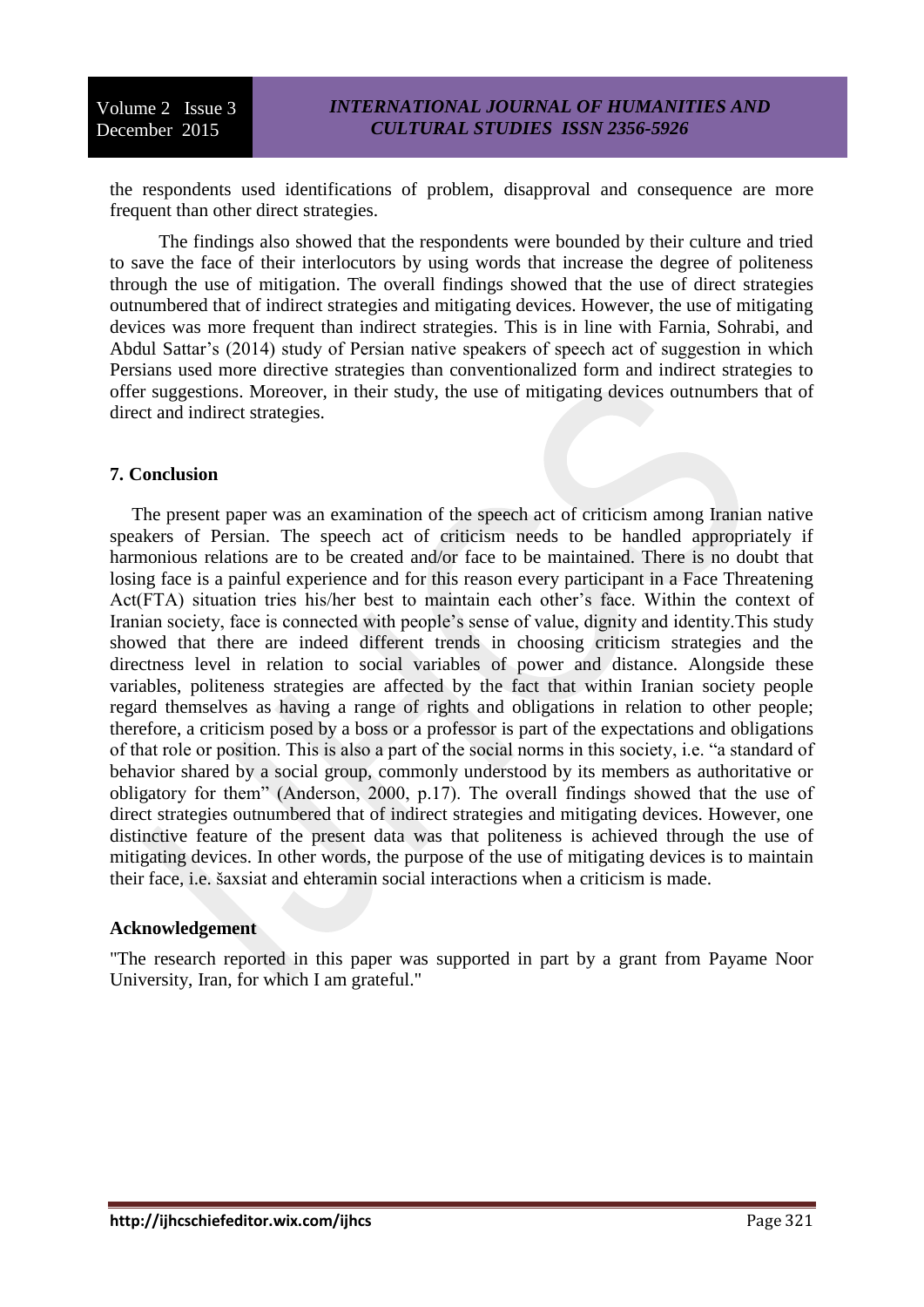the respondents used identifications of problem, disapproval and consequence are more frequent than other direct strategies.

The findings also showed that the respondents were bounded by their culture and tried to save the face of their interlocutors by using words that increase the degree of politeness through the use of mitigation. The overall findings showed that the use of direct strategies outnumbered that of indirect strategies and mitigating devices. However, the use of mitigating devices was more frequent than indirect strategies. This is in line with Farnia, Sohrabi, and Abdul Sattar's (2014) study of Persian native speakers of speech act of suggestion in which Persians used more directive strategies than conventionalized form and indirect strategies to offer suggestions. Moreover, in their study, the use of mitigating devices outnumbers that of direct and indirect strategies.

## 7. Conclusion

The present paper was an examination of the speech act of criticism among Iranian native speakers of Persian. The speech act of criticism needs to be handled appropriately if harmonious relations are to be created and/or face to be maintained. There is no doubt that losing face is a painful experience and for this reason every participant in a Face Threatening Act(FTA) situation tries his/her best to maintain each other's face. Within the context of Iranian society, face is connected with people's sense of value, dignity and identity.This study showed that there are indeed different trends in choosing criticism strategies and the directness level in relation to social variables of power and distance. Alongside these variables, politeness strategies are affected by the fact that within Iranian society people regard themselves as having a range of rights and obligations in relation to other people; therefore, a criticism posed by a boss or a professor is part of the expectations and obligations of that role or position. This is also a part of the social norms in this society, i.e. "a standard of behavior shared by a social group, commonly understood by its members as authoritative or obligatory for them" (Anderson, 2000, p.17). The overall findings showed that the use of direct strategies outnumbered that of indirect strategies and mitigating devices. However, one distinctive feature of the present data was that politeness is achieved through the use of mitigating devices. In other words, the purpose of the use of mitigating devices is to maintain their face, i.e. šaxsiat and ehteramin social interactions when a criticism is made.

## Acknowledgement

"The research reported in this paper was supported in part by a grant from Payame Noor University, Iran, for which I am grateful."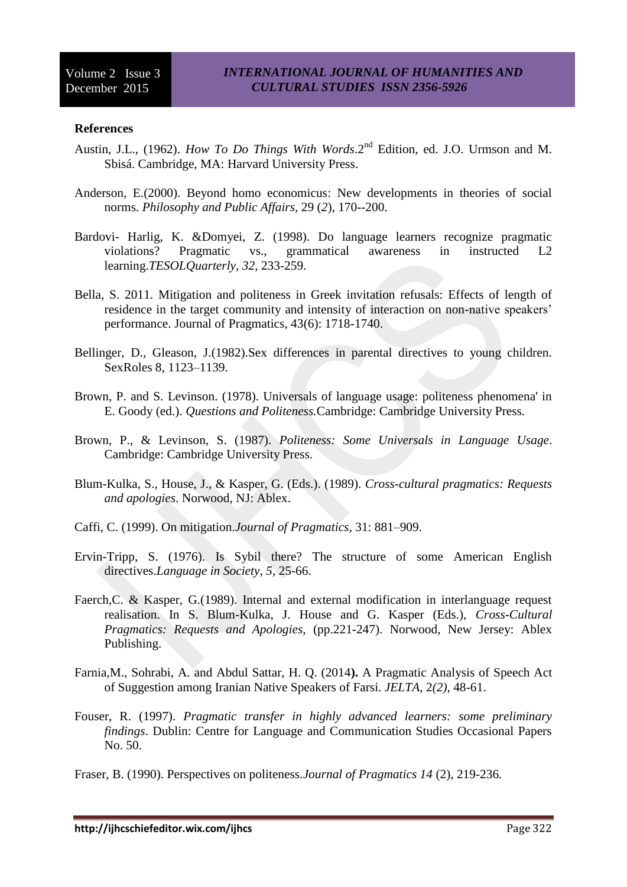**References**

Austin, J.L., (1962). *How To Do Things With Words*.2nd Edition, ed. J.O. Urmson and M. Sbisá. Cambridge, MA: Harvard University Press.

Anderson, E.(2000). Beyond homo economicus: New developments in theories of social norms. *Philosophy and Public Affairs*, 29 (*2*), 170--200.

Bardovi- Harlig, K. &Domyei, Z. (1998). Do language learners recognize pragmatic violations? Pragmatic vs., grammatical awareness in instructed L2 learning.*TESOLQuarterly*, *32*, 233-259.

Bella, S. 2011. Mitigation and politeness in Greek invitation refusals: Effects of length of residence in the target community and intensity of interaction on non-native speakers' performance. Journal of Pragmatics, 43(6): 1718-1740.

Bellinger, D., Gleason, J.(1982).Sex differences in parental directives to young children. SexRoles 8, 1123–1139.

Brown, P. and S. Levinson. (1978). Universals of language usage: politeness phenomena' in E. Goody (ed.). *Questions and Politeness.*Cambridge: Cambridge University Press.

Brown, P., & Levinson, S. (1987). *Politeness: Some Universals in Language Usage*. Cambridge: Cambridge University Press.

Blum-Kulka, S., House, J., & Kasper, G. (Eds.). (1989). *Cross-cultural pragmatics: Requests and apologies*. Norwood, NJ: Ablex.

Caffi, C. (1999). On mitigation.*Journal of Pragmatics*, 31: 881–909.

Ervin-Tripp, S. (1976). Is Sybil there? The structure of some American English directives.*Language in Society*, *5*, 25-66.

Faerch,C. & Kasper, G.(1989). Internal and external modification in interlanguage request realisation. In S. Blum-Kulka, J. House and G. Kasper (Eds.), *Cross-Cultural Pragmatics: Requests and Apologies*, (pp.221-247). Norwood, New Jersey: Ablex Publishing.

Farnia,M., Sohrabi, A. and Abdul Sattar, H. Q. (2014**).** A Pragmatic Analysis of Speech Act of Suggestion among Iranian Native Speakers of Farsi. *JELTA*, 2*(2)*, 48-61.

Fouser, R. (1997). *Pragmatic transfer in highly advanced learners: some preliminary findings*. Dublin: Centre for Language and Communication Studies Occasional Papers No. 50.

Fraser, B. (1990). Perspectives on politeness.*Journal of Pragmatics 14* (2), 219-236.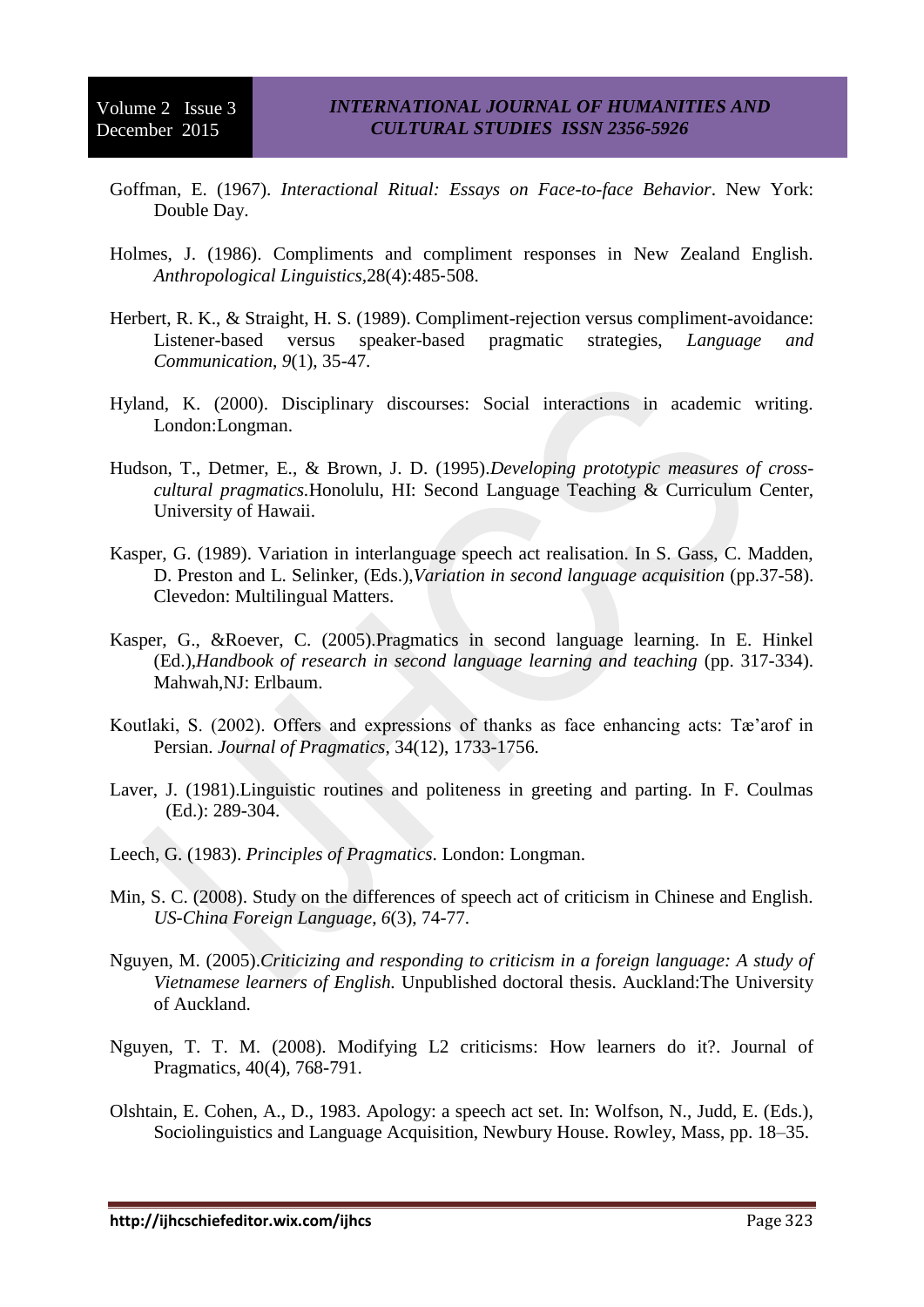Goffman, E. (1967). *Interactional Ritual: Essays on Face-to-face Behavior*. New York: Double Day.

Holmes, J. (1986). Compliments and compliment responses in New Zealand English. *Anthropological Linguistics*,28(4):485-508.

Herbert, R. K., & Straight, H. S. (1989). Compliment-rejection versus compliment-avoidance: Listener-based versus speaker-based pragmatic strategies, *Language and Communication*, *9*(1), 35-47.

Hyland, K. (2000). Disciplinary discourses: Social interactions in academic writing. London:Longman.

Hudson, T., Detmer, E., & Brown, J. D. (1995).*Developing prototypic measures of cross-cultural pragmatics.*Honolulu, HI: Second Language Teaching & Curriculum Center, University of Hawaii.

Kasper, G. (1989). Variation in interlanguage speech act realisation. In S. Gass, C. Madden, D. Preston and L. Selinker, (Eds.),*Variation in second language acquisition* (pp.37-58). Clevedon: Multilingual Matters.

Kasper, G., &Roever, C. (2005).Pragmatics in second language learning. In E. Hinkel (Ed.),*Handbook of research in second language learning and teaching* (pp. 317-334). Mahwah,NJ: Erlbaum.

Koutlaki, S. (2002). Offers and expressions of thanks as face enhancing acts: Tæ'arof in Persian. *Journal of Pragmatics*, 34(12), 1733-1756.

Laver, J. (1981).Linguistic routines and politeness in greeting and parting. In F. Coulmas (Ed.): 289-304.

Leech, G. (1983). *Principles of Pragmatics*. London: Longman.

Min, S. C. (2008). Study on the differences of speech act of criticism in Chinese and English. *US-China Foreign Language*, *6*(3), 74-77.

Nguyen, M. (2005).*Criticizing and responding to criticism in a foreign language: A study of Vietnamese learners of English.* Unpublished doctoral thesis. Auckland:The University of Auckland.

Nguyen, T. T. M. (2008). Modifying L2 criticisms: How learners do it?. Journal of Pragmatics, 40(4), 768-791.

Olshtain, E. Cohen, A., D., 1983. Apology: a speech act set. In: Wolfson, N., Judd, E. (Eds.), Sociolinguistics and Language Acquisition, Newbury House. Rowley, Mass, pp. 18–35.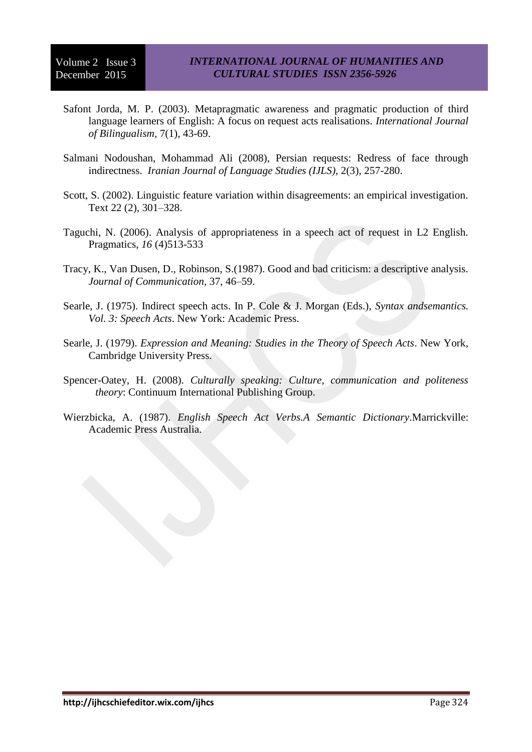Safont Jorda, M. P. (2003). Metapragmatic awareness and pragmatic production of third language learners of English: A focus on request acts realisations. *International Journal of Bilingualism*, 7(1), 43-69.

Salmani Nodoushan, Mohammad Ali (2008), Persian requests: Redress of face through indirectness. *Iranian Journal of Language Studies (IJLS)*, 2(3), 257-280.

Scott, S. (2002). Linguistic feature variation within disagreements: an empirical investigation. Text 22 (2), 301–328.

Taguchi, N. (2006). Analysis of appropriateness in a speech act of request in L2 English. Pragmatics, *16* (4)513-533

Tracy, K., Van Dusen, D., Robinson, S.(1987). Good and bad criticism: a descriptive analysis. *Journal of Communication*, 37, 46–59.

Searle, J. (1975). Indirect speech acts. In P. Cole & J. Morgan (Eds.), *Syntax andsemantics. Vol. 3: Speech Acts*. New York: Academic Press.

Searle, J. (1979). *Expression and Meaning: Studies in the Theory of Speech Acts*. New York, Cambridge University Press.

Spencer-Oatey, H. (2008). *Culturally speaking: Culture, communication and politeness theory*: Continuum International Publishing Group.

Wierzbicka, A. (1987). *English Speech Act Verbs.A Semantic Dictionary*.Marrickville: Academic Press Australia.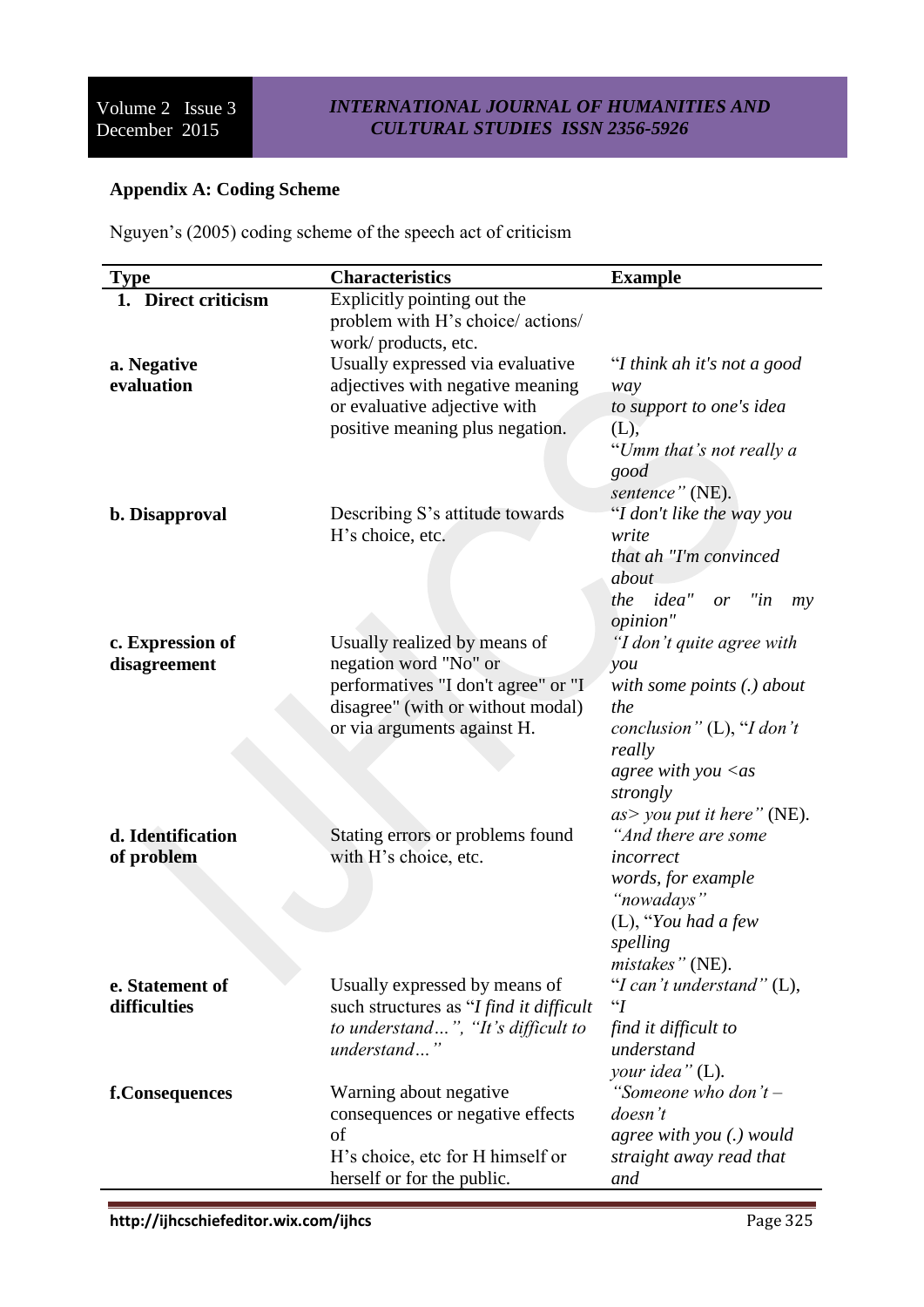## Appendix A: Coding Scheme

Nguyen's (2005) coding scheme of the speech act of criticism

| Type | Characteristics | Example |
|---|---|---|
| **1. Direct criticism** | Explicitly pointing out the problem with H's choice/ actions/ work/ products, etc. | |
| **a. Negative evaluation** | Usually expressed via evaluative adjectives with negative meaning or evaluative adjective with positive meaning plus negation. | "*I think ah it's not a good way to support to one's idea* (L), "*Umm that's not really a good sentence"* (NE). |
| **b. Disapproval** | Describing S's attitude towards H's choice, etc. | "*I don't like the way you write that ah "I'm convinced about the idea" or "in my opinion"* |
| **c. Expression of disagreement** | Usually realized by means of negation word "No" or performatives "I don't agree" or "I disagree" (with or without modal) or via arguments against H. | *"I don't quite agree with you with some points (.) about the conclusion"* (L), "*I don't really agree with you <as strongly as> you put it here"* (NE). |
| **d. Identification of problem** | Stating errors or problems found with H's choice, etc. | *"And there are some incorrect words, for example "nowadays"* (L), "*You had a few spelling mistakes"* (NE). |
| **e. Statement of difficulties** | Usually expressed by means of such structures as "*I find it difficult to understand…", "It's difficult to understand…"* | "*I can't understand"* (L), "*I find it difficult to understand your idea"* (L). |
| **f.Consequences** | Warning about negative consequences or negative effects of H's choice, etc for H himself or herself or for the public. | *"Someone who don't – doesn't agree with you (.) would straight away read that and* |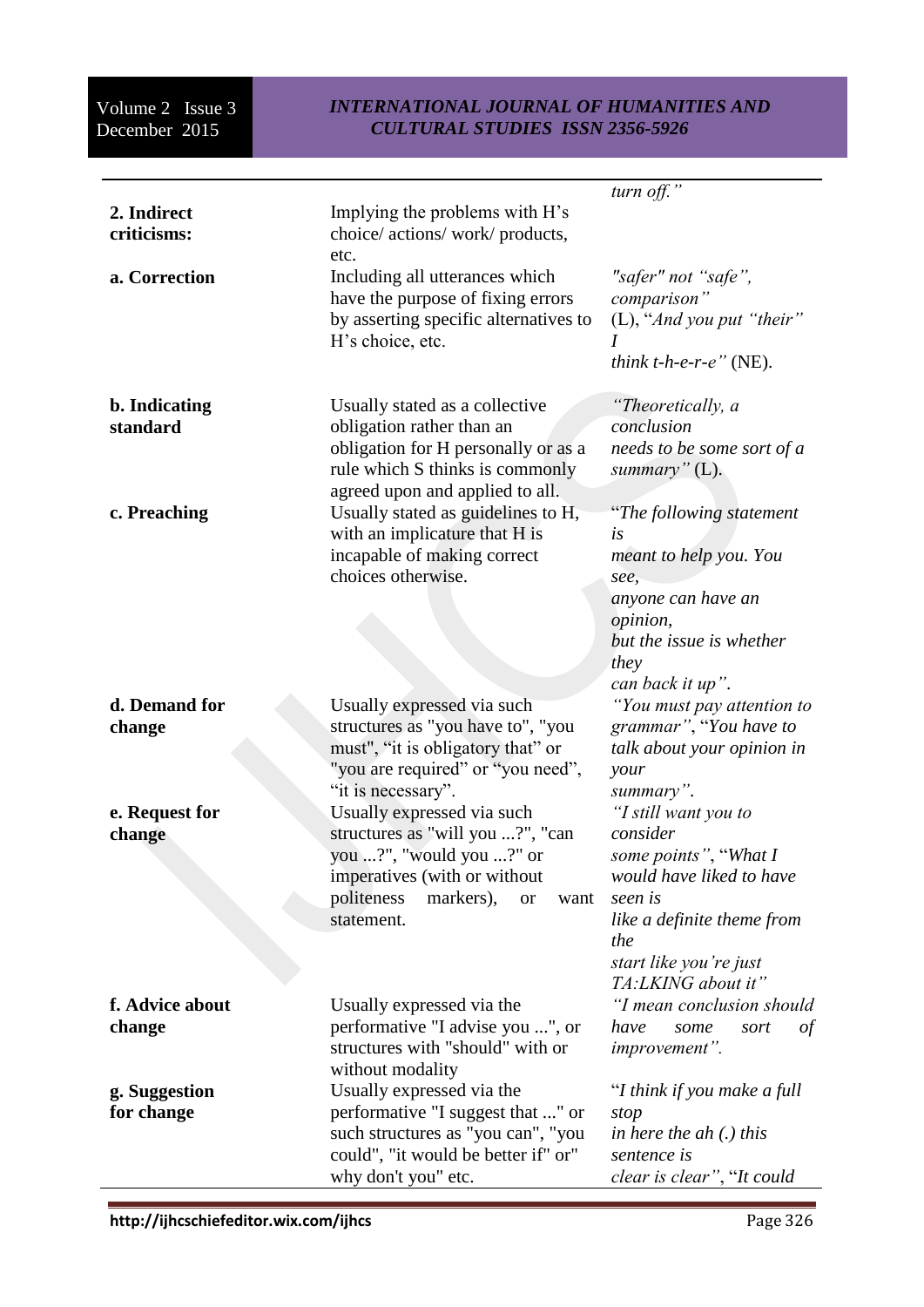| | | |
|---|---|---|
| | | *turn off."* |
| **2. Indirect criticisms:** | Implying the problems with H's choice/ actions/ work/ products, etc. | |
| **a. Correction** | Including all utterances which have the purpose of fixing errors by asserting specific alternatives to H's choice, etc. | *"safer" not "safe", comparison"* (L), *"And you put "their" I think t-h-e-r-e"* (NE). |
| **b. Indicating standard** | Usually stated as a collective obligation rather than an obligation for H personally or as a rule which S thinks is commonly agreed upon and applied to all. | *"Theoretically, a conclusion needs to be some sort of a summary"* (L). |
| **c. Preaching** | Usually stated as guidelines to H, with an implicature that H is incapable of making correct choices otherwise. | "*The following statement is meant to help you. You see, anyone can have an opinion, but the issue is whether they can back it up"*. |
| **d. Demand for change** | Usually expressed via such structures as "you have to", "you must", "it is obligatory that" or "you are required" or "you need", "it is necessary". | *"You must pay attention to grammar"*, "*You have to talk about your opinion in your summary"*. |
| **e. Request for change** | Usually expressed via such structures as "will you ...?", "can you ...?", "would you ...?" or imperatives (with or without politeness markers), or want statement. | *"I still want you to consider some points"*, "*What I would have liked to have seen is like a definite theme from the start like you're just TA:LKING about it"* |
| **f. Advice about change** | Usually expressed via the performative "I advise you ...", or structures with "should" with or without modality | *"I mean conclusion should have some sort of improvement".* |
| **g. Suggestion for change** | Usually expressed via the performative "I suggest that ..." or such structures as "you can", "you could", "it would be better if" or" why don't you" etc. | "*I think if you make a full stop in here the ah (.) this sentence is clear is clear"*, "*It could* |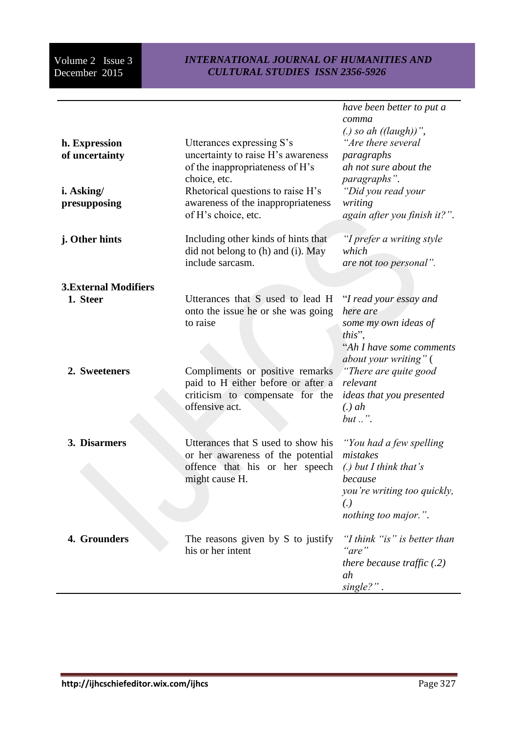| | | |
|---|---|---|
| | | *have been better to put a comma (.) so ah ((laugh))",* |
| **h. Expression of uncertainty** | Utterances expressing S's uncertainty to raise H's awareness of the inappropriateness of H's choice, etc. | *"Are there several paragraphs ah not sure about the paragraphs".* |
| **i. Asking/ presupposing** | Rhetorical questions to raise H's awareness of the inappropriateness of H's choice, etc. | *"Did you read your writing again after you finish it?".* |
| **j. Other hints** | Including other kinds of hints that did not belong to (h) and (i). May include sarcasm. | *"I prefer a writing style which are not too personal".* |
| **3.External Modifiers** | | |
| **1. Steer** | Utterances that S used to lead H onto the issue he or she was going to raise | "*I read your essay and here are some my own ideas of this*", "*Ah I have some comments about your writing"* ( |
| **2. Sweeteners** | Compliments or positive remarks paid to H either before or after a criticism to compensate for the offensive act. | *"There are quite good relevant ideas that you presented (.) ah but ..".* |
| **3. Disarmers** | Utterances that S used to show his or her awareness of the potential offence that his or her speech might cause H. | *"You had a few spelling mistakes (.) but I think that's because you're writing too quickly, (.) nothing too major.".* |
| **4. Grounders** | The reasons given by S to justify his or her intent | *"I think "is" is better than "are" there because traffic (.2) ah single?" .* |